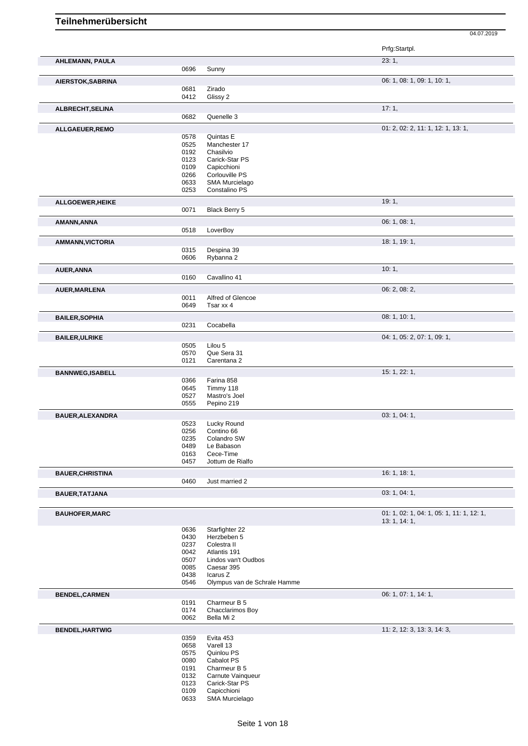# Teilnehmerübersicht

04.07.2019

| Teilnehmer | Nr. | Pferd | Prfg:Startpl. |
|---|---|---|---|
| **AHLEMANN, PAULA** | | | 23: 1, |
| | 0696 | Sunny | |
| **AIERSTOK,SABRINA** | | | 06: 1, 08: 1, 09: 1, 10: 1, |
| | 0681 | Zirado | |
| | 0412 | Glissy 2 | |
| **ALBRECHT,SELINA** | | | 17: 1, |
| | 0682 | Quenelle 3 | |
| **ALLGAEUER,REMO** | | | 01: 2, 02: 2, 11: 1, 12: 1, 13: 1, |
| | 0578 | Quintas E | |
| | 0525 | Manchester 17 | |
| | 0192 | Chasilvio | |
| | 0123 | Carick-Star PS | |
| | 0109 | Capicchioni | |
| | 0266 | Corlouville PS | |
| | 0633 | SMA Murcielago | |
| | 0253 | Constalino PS | |
| **ALLGOEWER,HEIKE** | | | 19: 1, |
| | 0071 | Black Berry 5 | |
| **AMANN,ANNA** | | | 06: 1, 08: 1, |
| | 0518 | LoverBoy | |
| **AMMANN,VICTORIA** | | | 18: 1, 19: 1, |
| | 0315 | Despina 39 | |
| | 0606 | Rybanna 2 | |
| **AUER,ANNA** | | | 10: 1, |
| | 0160 | Cavallino 41 | |
| **AUER,MARLENA** | | | 06: 2, 08: 2, |
| | 0011 | Alfred of Glencoe | |
| | 0649 | Tsar xx 4 | |
| **BAILER,SOPHIA** | | | 08: 1, 10: 1, |
| | 0231 | Cocabella | |
| **BAILER,ULRIKE** | | | 04: 1, 05: 2, 07: 1, 09: 1, |
| | 0505 | Lilou 5 | |
| | 0570 | Que Sera 31 | |
| | 0121 | Carentana 2 | |
| **BANNWEG,ISABELL** | | | 15: 1, 22: 1, |
| | 0366 | Farina 858 | |
| | 0645 | Timmy 118 | |
| | 0527 | Mastro's Joel | |
| | 0555 | Pepino 219 | |
| **BAUER,ALEXANDRA** | | | 03: 1, 04: 1, |
| | 0523 | Lucky Round | |
| | 0256 | Contino 66 | |
| | 0235 | Colandro SW | |
| | 0489 | Le Babason | |
| | 0163 | Cece-Time | |
| | 0457 | Jottum de Rialfo | |
| **BAUER,CHRISTINA** | | | 16: 1, 18: 1, |
| | 0460 | Just married 2 | |
| **BAUER,TATJANA** | | | 03: 1, 04: 1, |
| **BAUHOFER,MARC** | | | 01: 1, 02: 1, 04: 1, 05: 1, 11: 1, 12: 1, 13: 1, 14: 1, |
| | 0636 | Starfighter 22 | |
| | 0430 | Herzbeben 5 | |
| | 0237 | Colestra II | |
| | 0042 | Atlantis 191 | |
| | 0507 | Lindos van't Oudbos | |
| | 0085 | Caesar 395 | |
| | 0438 | Icarus Z | |
| | 0546 | Olympus van de Schrale Hamme | |
| **BENDEL,CARMEN** | | | 06: 1, 07: 1, 14: 1, |
| | 0191 | Charmeur B 5 | |
| | 0174 | Chacclarimos Boy | |
| | 0062 | Bella Mi 2 | |
| **BENDEL,HARTWIG** | | | 11: 2, 12: 3, 13: 3, 14: 3, |
| | 0359 | Evita 453 | |
| | 0658 | Varell 13 | |
| | 0575 | Quinlou PS | |
| | 0080 | Cabalot PS | |
| | 0191 | Charmeur B 5 | |
| | 0132 | Carnute Vainqueur | |
| | 0123 | Carick-Star PS | |
| | 0109 | Capicchioni | |
| | 0633 | SMA Murcielago | |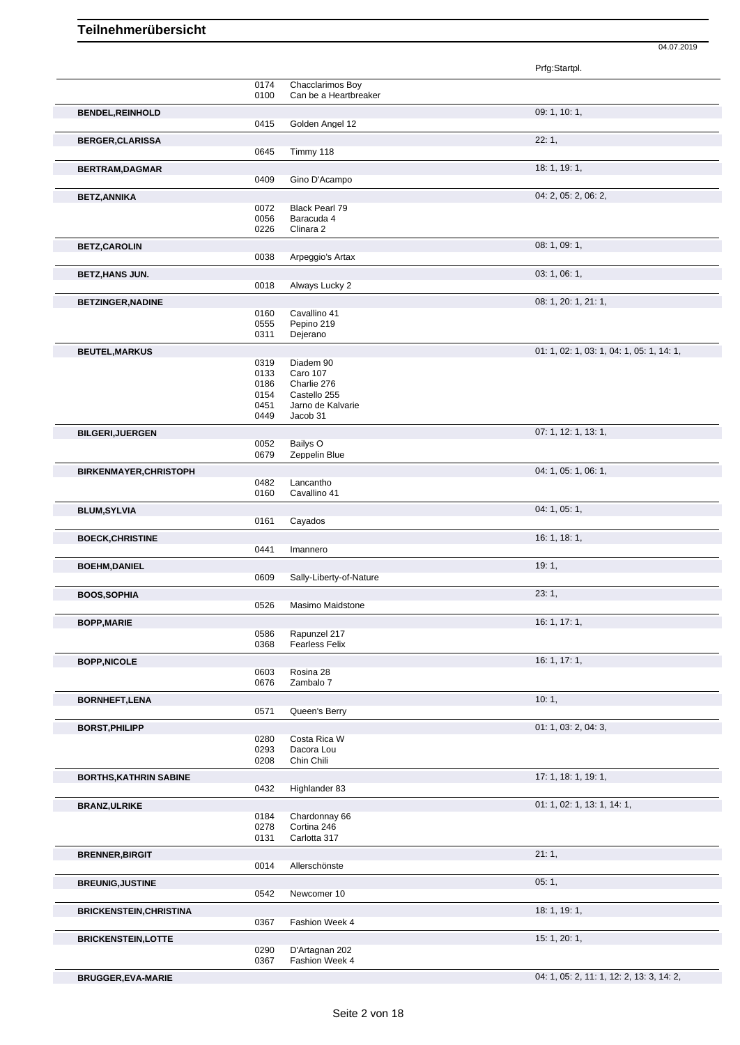# Teilnehmerübersicht

04.07.2019

| Name | Nr. | Pferd | Prfg:Startpl. |
|---|---|---|---|
| | 0174 | Chacclarimos Boy | |
| | 0100 | Can be a Heartbreaker | |
| **BENDEL,REINHOLD** | | | 09: 1, 10: 1, |
| | 0415 | Golden Angel 12 | |
| **BERGER,CLARISSA** | | | 22: 1, |
| | 0645 | Timmy 118 | |
| **BERTRAM,DAGMAR** | | | 18: 1, 19: 1, |
| | 0409 | Gino D'Acampo | |
| **BETZ,ANNIKA** | | | 04: 2, 05: 2, 06: 2, |
| | 0072 | Black Pearl 79 | |
| | 0056 | Baracuda 4 | |
| | 0226 | Clinara 2 | |
| **BETZ,CAROLIN** | | | 08: 1, 09: 1, |
| | 0038 | Arpeggio's Artax | |
| **BETZ,HANS JUN.** | | | 03: 1, 06: 1, |
| | 0018 | Always Lucky 2 | |
| **BETZINGER,NADINE** | | | 08: 1, 20: 1, 21: 1, |
| | 0160 | Cavallino 41 | |
| | 0555 | Pepino 219 | |
| | 0311 | Dejerano | |
| **BEUTEL,MARKUS** | | | 01: 1, 02: 1, 03: 1, 04: 1, 05: 1, 14: 1, |
| | 0319 | Diadem 90 | |
| | 0133 | Caro 107 | |
| | 0186 | Charlie 276 | |
| | 0154 | Castello 255 | |
| | 0451 | Jarno de Kalvarie | |
| | 0449 | Jacob 31 | |
| **BILGERI,JUERGEN** | | | 07: 1, 12: 1, 13: 1, |
| | 0052 | Bailys O | |
| | 0679 | Zeppelin Blue | |
| **BIRKENMAYER,CHRISTOPH** | | | 04: 1, 05: 1, 06: 1, |
| | 0482 | Lancantho | |
| | 0160 | Cavallino 41 | |
| **BLUM,SYLVIA** | | | 04: 1, 05: 1, |
| | 0161 | Cayados | |
| **BOECK,CHRISTINE** | | | 16: 1, 18: 1, |
| | 0441 | Imannero | |
| **BOEHM,DANIEL** | | | 19: 1, |
| | 0609 | Sally-Liberty-of-Nature | |
| **BOOS,SOPHIA** | | | 23: 1, |
| | 0526 | Masimo Maidstone | |
| **BOPP,MARIE** | | | 16: 1, 17: 1, |
| | 0586 | Rapunzel 217 | |
| | 0368 | Fearless Felix | |
| **BOPP,NICOLE** | | | 16: 1, 17: 1, |
| | 0603 | Rosina 28 | |
| | 0676 | Zambalo 7 | |
| **BORNHEFT,LENA** | | | 10: 1, |
| | 0571 | Queen's Berry | |
| **BORST,PHILIPP** | | | 01: 1, 03: 2, 04: 3, |
| | 0280 | Costa Rica W | |
| | 0293 | Dacora Lou | |
| | 0208 | Chin Chili | |
| **BORTHS,KATHRIN SABINE** | | | 17: 1, 18: 1, 19: 1, |
| | 0432 | Highlander 83 | |
| **BRANZ,ULRIKE** | | | 01: 1, 02: 1, 13: 1, 14: 1, |
| | 0184 | Chardonnay 66 | |
| | 0278 | Cortina 246 | |
| | 0131 | Carlotta 317 | |
| **BRENNER,BIRGIT** | | | 21: 1, |
| | 0014 | Allerschönste | |
| **BREUNIG,JUSTINE** | | | 05: 1, |
| | 0542 | Newcomer 10 | |
| **BRICKENSTEIN,CHRISTINA** | | | 18: 1, 19: 1, |
| | 0367 | Fashion Week 4 | |
| **BRICKENSTEIN,LOTTE** | | | 15: 1, 20: 1, |
| | 0290 | D'Artagnan 202 | |
| | 0367 | Fashion Week 4 | |
| **BRUGGER,EVA-MARIE** | | | 04: 1, 05: 2, 11: 1, 12: 2, 13: 3, 14: 2, |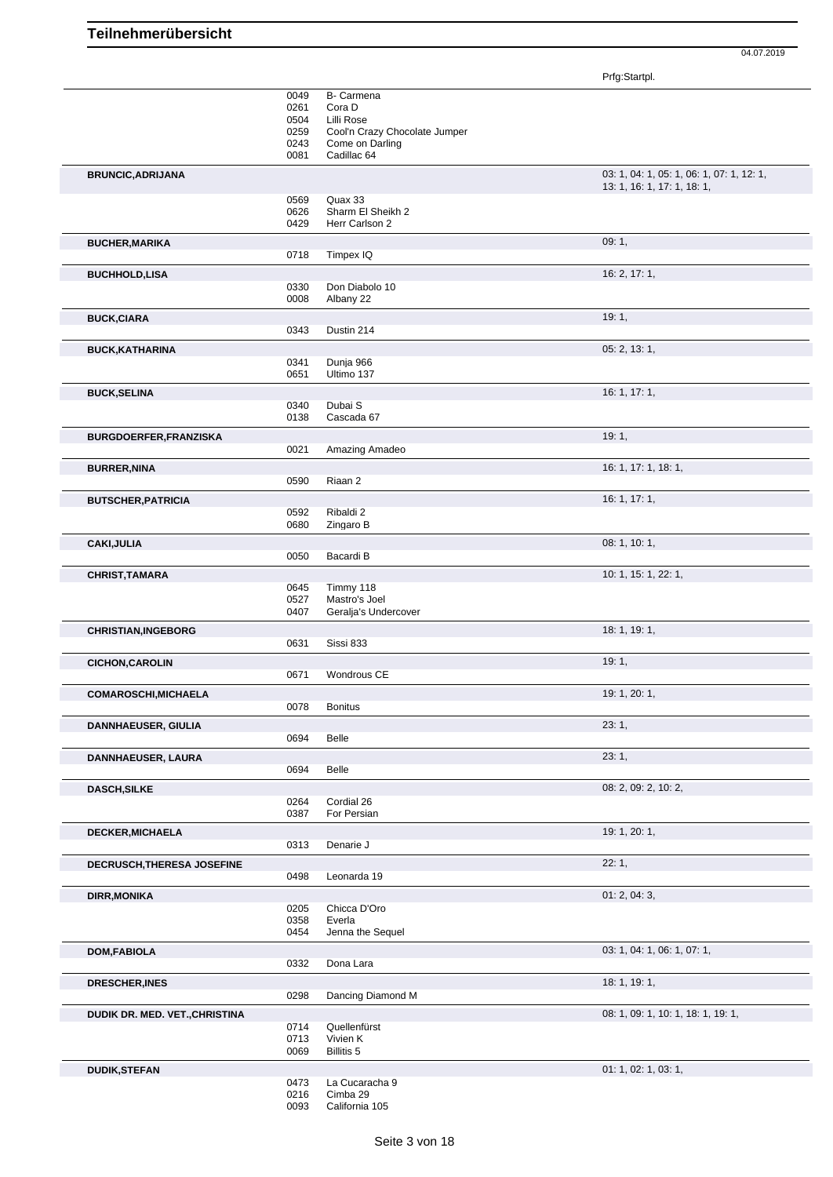# Teilnehmerübersicht

04.07.2019

| Name | Nr. | Pferd | Prfg:Startpl. |
|---|---|---|---|
| | 0049 | B- Carmena | |
| | 0261 | Cora D | |
| | 0504 | Lilli Rose | |
| | 0259 | Cool'n Crazy Chocolate Jumper | |
| | 0243 | Come on Darling | |
| | 0081 | Cadillac 64 | |
| **BRUNCIC,ADRIJANA** | | | 03: 1, 04: 1, 05: 1, 06: 1, 07: 1, 12: 1, 13: 1, 16: 1, 17: 1, 18: 1, |
| | 0569 | Quax 33 | |
| | 0626 | Sharm El Sheikh 2 | |
| | 0429 | Herr Carlson 2 | |
| **BUCHER,MARIKA** | | | 09: 1, |
| | 0718 | Timpex IQ | |
| **BUCHHOLD,LISA** | | | 16: 2, 17: 1, |
| | 0330 | Don Diabolo 10 | |
| | 0008 | Albany 22 | |
| **BUCK,CIARA** | | | 19: 1, |
| | 0343 | Dustin 214 | |
| **BUCK,KATHARINA** | | | 05: 2, 13: 1, |
| | 0341 | Dunja 966 | |
| | 0651 | Ultimo 137 | |
| **BUCK,SELINA** | | | 16: 1, 17: 1, |
| | 0340 | Dubai S | |
| | 0138 | Cascada 67 | |
| **BURGDOERFER,FRANZISKA** | | | 19: 1, |
| | 0021 | Amazing Amadeo | |
| **BURRER,NINA** | | | 16: 1, 17: 1, 18: 1, |
| | 0590 | Riaan 2 | |
| **BUTSCHER,PATRICIA** | | | 16: 1, 17: 1, |
| | 0592 | Ribaldi 2 | |
| | 0680 | Zingaro B | |
| **CAKI,JULIA** | | | 08: 1, 10: 1, |
| | 0050 | Bacardi B | |
| **CHRIST,TAMARA** | | | 10: 1, 15: 1, 22: 1, |
| | 0645 | Timmy 118 | |
| | 0527 | Mastro's Joel | |
| | 0407 | Geralja's Undercover | |
| **CHRISTIAN,INGEBORG** | | | 18: 1, 19: 1, |
| | 0631 | Sissi 833 | |
| **CICHON,CAROLIN** | | | 19: 1, |
| | 0671 | Wondrous CE | |
| **COMAROSCHI,MICHAELA** | | | 19: 1, 20: 1, |
| | 0078 | Bonitus | |
| **DANNHAEUSER, GIULIA** | | | 23: 1, |
| | 0694 | Belle | |
| **DANNHAEUSER, LAURA** | | | 23: 1, |
| | 0694 | Belle | |
| **DASCH,SILKE** | | | 08: 2, 09: 2, 10: 2, |
| | 0264 | Cordial 26 | |
| | 0387 | For Persian | |
| **DECKER,MICHAELA** | | | 19: 1, 20: 1, |
| | 0313 | Denarie J | |
| **DECRUSCH,THERESA JOSEFINE** | | | 22: 1, |
| | 0498 | Leonarda 19 | |
| **DIRR,MONIKA** | | | 01: 2, 04: 3, |
| | 0205 | Chicca D'Oro | |
| | 0358 | Everla | |
| | 0454 | Jenna the Sequel | |
| **DOM,FABIOLA** | | | 03: 1, 04: 1, 06: 1, 07: 1, |
| | 0332 | Dona Lara | |
| **DRESCHER,INES** | | | 18: 1, 19: 1, |
| | 0298 | Dancing Diamond M | |
| **DUDIK DR. MED. VET.,CHRISTINA** | | | 08: 1, 09: 1, 10: 1, 18: 1, 19: 1, |
| | 0714 | Quellenfürst | |
| | 0713 | Vivien K | |
| | 0069 | Billitis 5 | |
| **DUDIK,STEFAN** | | | 01: 1, 02: 1, 03: 1, |
| | 0473 | La Cucaracha 9 | |
| | 0216 | Cimba 29 | |
| | 0093 | California 105 | |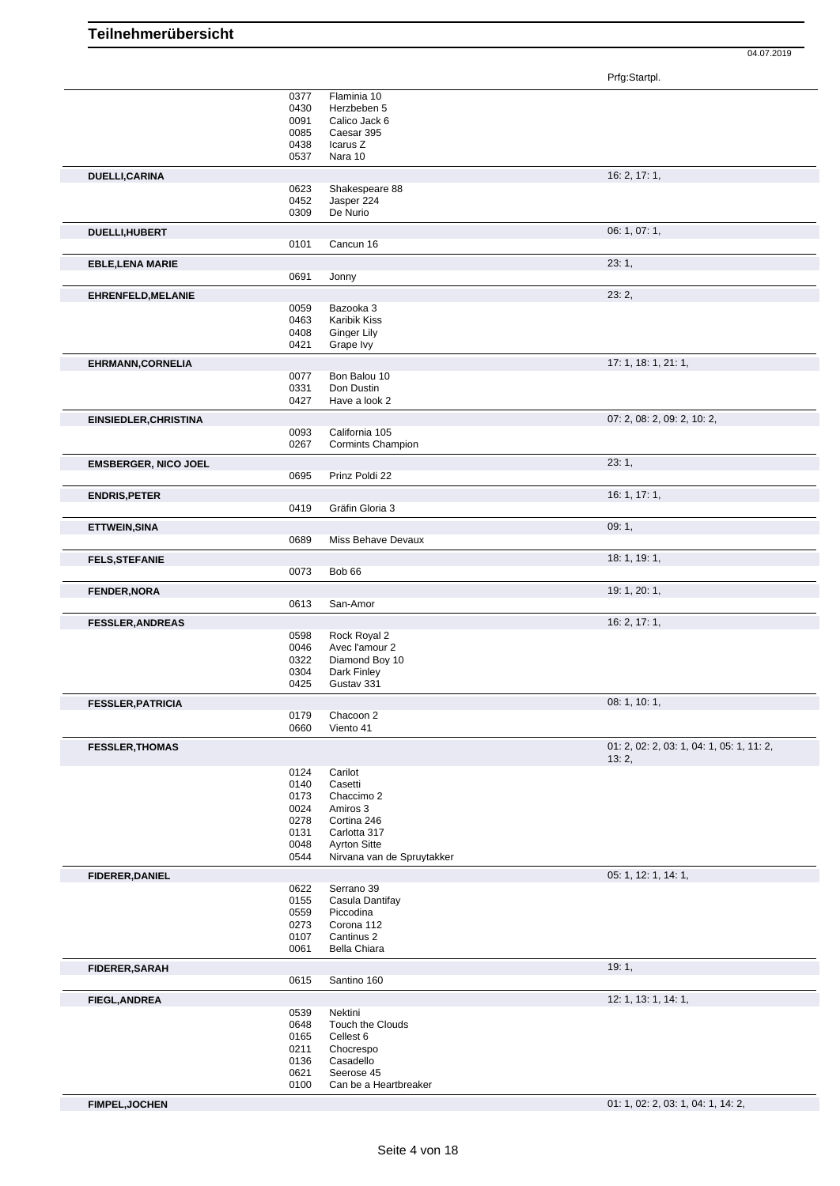# Teilnehmerübersicht

04.07.2019

| | | | Prfg:Startpl. |
|---|---|---|---|
| | 0377 | Flaminia 10 | |
| | 0430 | Herzbeben 5 | |
| | 0091 | Calico Jack 6 | |
| | 0085 | Caesar 395 | |
| | 0438 | Icarus Z | |
| | 0537 | Nara 10 | |
| **DUELLI,CARINA** | | | 16: 2, 17: 1, |
| | 0623 | Shakespeare 88 | |
| | 0452 | Jasper 224 | |
| | 0309 | De Nurio | |
| **DUELLI,HUBERT** | | | 06: 1, 07: 1, |
| | 0101 | Cancun 16 | |
| **EBLE,LENA MARIE** | | | 23: 1, |
| | 0691 | Jonny | |
| **EHRENFELD,MELANIE** | | | 23: 2, |
| | 0059 | Bazooka 3 | |
| | 0463 | Karibik Kiss | |
| | 0408 | Ginger Lily | |
| | 0421 | Grape Ivy | |
| **EHRMANN,CORNELIA** | | | 17: 1, 18: 1, 21: 1, |
| | 0077 | Bon Balou 10 | |
| | 0331 | Don Dustin | |
| | 0427 | Have a look 2 | |
| **EINSIEDLER,CHRISTINA** | | | 07: 2, 08: 2, 09: 2, 10: 2, |
| | 0093 | California 105 | |
| | 0267 | Cormints Champion | |
| **EMSBERGER, NICO JOEL** | | | 23: 1, |
| | 0695 | Prinz Poldi 22 | |
| **ENDRIS,PETER** | | | 16: 1, 17: 1, |
| | 0419 | Gräfin Gloria 3 | |
| **ETTWEIN,SINA** | | | 09: 1, |
| | 0689 | Miss Behave Devaux | |
| **FELS,STEFANIE** | | | 18: 1, 19: 1, |
| | 0073 | Bob 66 | |
| **FENDER,NORA** | | | 19: 1, 20: 1, |
| | 0613 | San-Amor | |
| **FESSLER,ANDREAS** | | | 16: 2, 17: 1, |
| | 0598 | Rock Royal 2 | |
| | 0046 | Avec l'amour 2 | |
| | 0322 | Diamond Boy 10 | |
| | 0304 | Dark Finley | |
| | 0425 | Gustav 331 | |
| **FESSLER,PATRICIA** | | | 08: 1, 10: 1, |
| | 0179 | Chacoon 2 | |
| | 0660 | Viento 41 | |
| **FESSLER,THOMAS** | | | 01: 2, 02: 2, 03: 1, 04: 1, 05: 1, 11: 2, 13: 2, |
| | 0124 | Carilot | |
| | 0140 | Casetti | |
| | 0173 | Chaccimo 2 | |
| | 0024 | Amiros 3 | |
| | 0278 | Cortina 246 | |
| | 0131 | Carlotta 317 | |
| | 0048 | Ayrton Sitte | |
| | 0544 | Nirvana van de Spruytakker | |
| **FIDERER,DANIEL** | | | 05: 1, 12: 1, 14: 1, |
| | 0622 | Serrano 39 | |
| | 0155 | Casula Dantifay | |
| | 0559 | Piccodina | |
| | 0273 | Corona 112 | |
| | 0107 | Cantinus 2 | |
| | 0061 | Bella Chiara | |
| **FIDERER,SARAH** | | | 19: 1, |
| | 0615 | Santino 160 | |
| **FIEGL,ANDREA** | | | 12: 1, 13: 1, 14: 1, |
| | 0539 | Nektini | |
| | 0648 | Touch the Clouds | |
| | 0165 | Cellest 6 | |
| | 0211 | Chocrespo | |
| | 0136 | Casadello | |
| | 0621 | Seerose 45 | |
| | 0100 | Can be a Heartbreaker | |
| **FIMPEL,JOCHEN** | | | 01: 1, 02: 2, 03: 1, 04: 1, 14: 2, |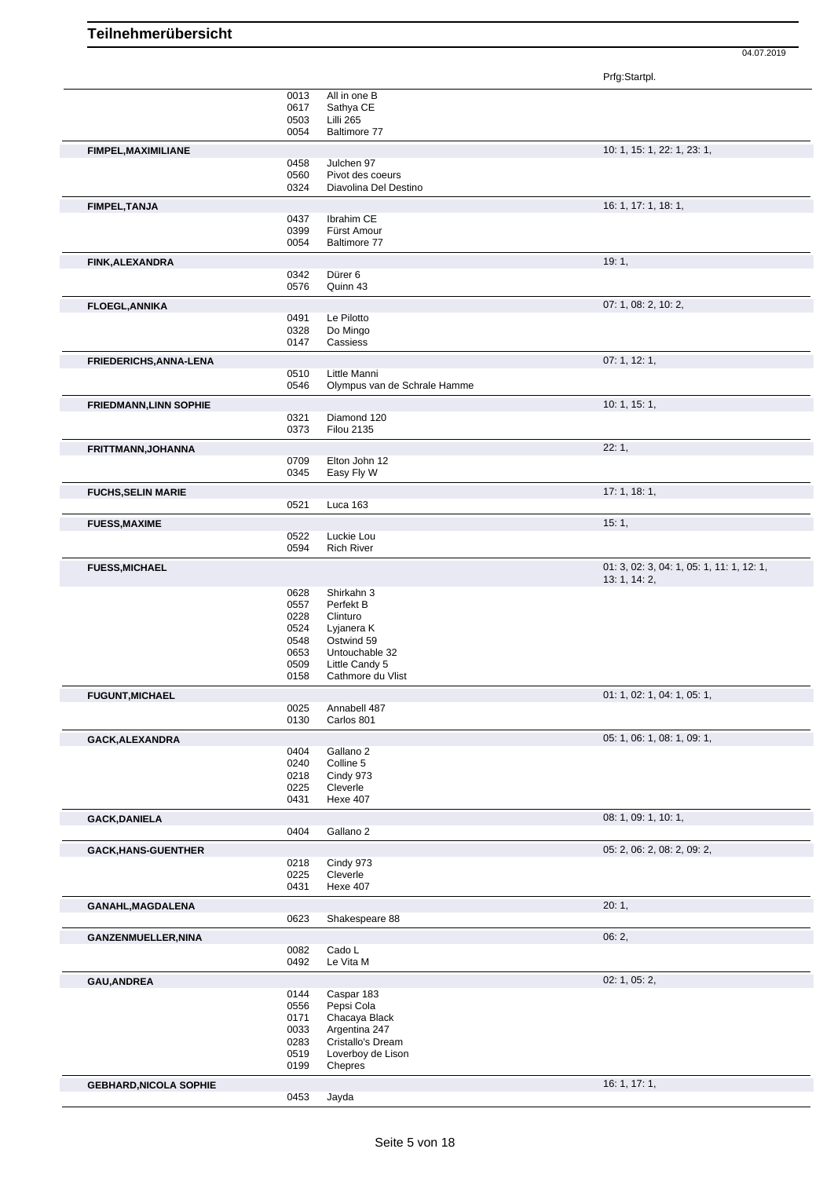# Teilnehmerübersicht

04.07.2019

| Teilnehmer | Nr. | Pferd | Prfg:Startpl. |
|---|---|---|---|
| | 0013 | All in one B | |
| | 0617 | Sathya CE | |
| | 0503 | Lilli 265 | |
| | 0054 | Baltimore 77 | |
| **FIMPEL,MAXIMILIANE** | | | 10: 1, 15: 1, 22: 1, 23: 1, |
| | 0458 | Julchen 97 | |
| | 0560 | Pivot des coeurs | |
| | 0324 | Diavolina Del Destino | |
| **FIMPEL,TANJA** | | | 16: 1, 17: 1, 18: 1, |
| | 0437 | Ibrahim CE | |
| | 0399 | Fürst Amour | |
| | 0054 | Baltimore 77 | |
| **FINK,ALEXANDRA** | | | 19: 1, |
| | 0342 | Dürer 6 | |
| | 0576 | Quinn 43 | |
| **FLOEGL,ANNIKA** | | | 07: 1, 08: 2, 10: 2, |
| | 0491 | Le Pilotto | |
| | 0328 | Do Mingo | |
| | 0147 | Cassiess | |
| **FRIEDERICHS,ANNA-LENA** | | | 07: 1, 12: 1, |
| | 0510 | Little Manni | |
| | 0546 | Olympus van de Schrale Hamme | |
| **FRIEDMANN,LINN SOPHIE** | | | 10: 1, 15: 1, |
| | 0321 | Diamond 120 | |
| | 0373 | Filou 2135 | |
| **FRITTMANN,JOHANNA** | | | 22: 1, |
| | 0709 | Elton John 12 | |
| | 0345 | Easy Fly W | |
| **FUCHS,SELIN MARIE** | | | 17: 1, 18: 1, |
| | 0521 | Luca 163 | |
| **FUESS,MAXIME** | | | 15: 1, |
| | 0522 | Luckie Lou | |
| | 0594 | Rich River | |
| **FUESS,MICHAEL** | | | 01: 3, 02: 3, 04: 1, 05: 1, 11: 1, 12: 1, 13: 1, 14: 2, |
| | 0628 | Shirkahn 3 | |
| | 0557 | Perfekt B | |
| | 0228 | Clinturo | |
| | 0524 | Lyjanera K | |
| | 0548 | Ostwind 59 | |
| | 0653 | Untouchable 32 | |
| | 0509 | Little Candy 5 | |
| | 0158 | Cathmore du Vlist | |
| **FUGUNT,MICHAEL** | | | 01: 1, 02: 1, 04: 1, 05: 1, |
| | 0025 | Annabell 487 | |
| | 0130 | Carlos 801 | |
| **GACK,ALEXANDRA** | | | 05: 1, 06: 1, 08: 1, 09: 1, |
| | 0404 | Gallano 2 | |
| | 0240 | Colline 5 | |
| | 0218 | Cindy 973 | |
| | 0225 | Cleverle | |
| | 0431 | Hexe 407 | |
| **GACK,DANIELA** | | | 08: 1, 09: 1, 10: 1, |
| | 0404 | Gallano 2 | |
| **GACK,HANS-GUENTHER** | | | 05: 2, 06: 2, 08: 2, 09: 2, |
| | 0218 | Cindy 973 | |
| | 0225 | Cleverle | |
| | 0431 | Hexe 407 | |
| **GANAHL,MAGDALENA** | | | 20: 1, |
| | 0623 | Shakespeare 88 | |
| **GANZENMUELLER,NINA** | | | 06: 2, |
| | 0082 | Cado L | |
| | 0492 | Le Vita M | |
| **GAU,ANDREA** | | | 02: 1, 05: 2, |
| | 0144 | Caspar 183 | |
| | 0556 | Pepsi Cola | |
| | 0171 | Chacaya Black | |
| | 0033 | Argentina 247 | |
| | 0283 | Cristallo's Dream | |
| | 0519 | Loverboy de Lison | |
| | 0199 | Chepres | |
| **GEBHARD,NICOLA SOPHIE** | | | 16: 1, 17: 1, |
| | 0453 | Jayda | |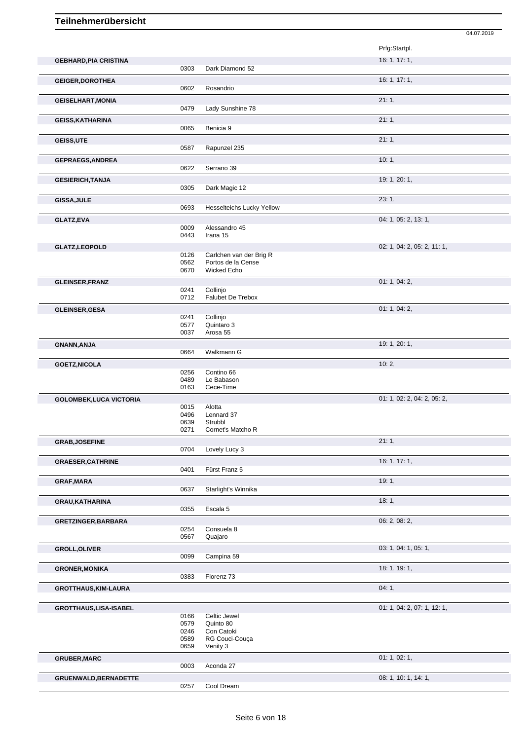# Teilnehmerübersicht

04.07.2019

| Name | Nr. | Pferd | Prfg:Startpl. |
|---|---|---|---|
| **GEBHARD,PIA CRISTINA** | | | 16: 1, 17: 1, |
| | 0303 | Dark Diamond 52 | |
| **GEIGER,DOROTHEA** | | | 16: 1, 17: 1, |
| | 0602 | Rosandrio | |
| **GEISELHART,MONIA** | | | 21: 1, |
| | 0479 | Lady Sunshine 78 | |
| **GEISS,KATHARINA** | | | 21: 1, |
| | 0065 | Benicia 9 | |
| **GEISS,UTE** | | | 21: 1, |
| | 0587 | Rapunzel 235 | |
| **GEPRAEGS,ANDREA** | | | 10: 1, |
| | 0622 | Serrano 39 | |
| **GESIERICH,TANJA** | | | 19: 1, 20: 1, |
| | 0305 | Dark Magic 12 | |
| **GISSA,JULE** | | | 23: 1, |
| | 0693 | Hesselteichs Lucky Yellow | |
| **GLATZ,EVA** | | | 04: 1, 05: 2, 13: 1, |
| | 0009 | Alessandro 45 | |
| | 0443 | Irana 15 | |
| **GLATZ,LEOPOLD** | | | 02: 1, 04: 2, 05: 2, 11: 1, |
| | 0126 | Carlchen van der Brig R | |
| | 0562 | Portos de la Cense | |
| | 0670 | Wicked Echo | |
| **GLEINSER,FRANZ** | | | 01: 1, 04: 2, |
| | 0241 | Collinjo | |
| | 0712 | Falubet De Trebox | |
| **GLEINSER,GESA** | | | 01: 1, 04: 2, |
| | 0241 | Collinjo | |
| | 0577 | Quintaro 3 | |
| | 0037 | Arosa 55 | |
| **GNANN,ANJA** | | | 19: 1, 20: 1, |
| | 0664 | Walkmann G | |
| **GOETZ,NICOLA** | | | 10: 2, |
| | 0256 | Contino 66 | |
| | 0489 | Le Babason | |
| | 0163 | Cece-Time | |
| **GOLOMBEK,LUCA VICTORIA** | | | 01: 1, 02: 2, 04: 2, 05: 2, |
| | 0015 | Alotta | |
| | 0496 | Lennard 37 | |
| | 0639 | Strubbl | |
| | 0271 | Cornet's Matcho R | |
| **GRAB,JOSEFINE** | | | 21: 1, |
| | 0704 | Lovely Lucy 3 | |
| **GRAESER,CATHRINE** | | | 16: 1, 17: 1, |
| | 0401 | Fürst Franz 5 | |
| **GRAF,MARA** | | | 19: 1, |
| | 0637 | Starlight's Winnika | |
| **GRAU,KATHARINA** | | | 18: 1, |
| | 0355 | Escala 5 | |
| **GRETZINGER,BARBARA** | | | 06: 2, 08: 2, |
| | 0254 | Consuela 8 | |
| | 0567 | Quajaro | |
| **GROLL,OLIVER** | | | 03: 1, 04: 1, 05: 1, |
| | 0099 | Campina 59 | |
| **GRONER,MONIKA** | | | 18: 1, 19: 1, |
| | 0383 | Florenz 73 | |
| **GROTTHAUS,KIM-LAURA** | | | 04: 1, |
| **GROTTHAUS,LISA-ISABEL** | | | 01: 1, 04: 2, 07: 1, 12: 1, |
| | 0166 | Celtic Jewel | |
| | 0579 | Quinto 80 | |
| | 0246 | Con Catoki | |
| | 0589 | RG Couci-Couça | |
| | 0659 | Venity 3 | |
| **GRUBER,MARC** | | | 01: 1, 02: 1, |
| | 0003 | Aconda 27 | |
| **GRUENWALD,BERNADETTE** | | | 08: 1, 10: 1, 14: 1, |
| | 0257 | Cool Dream | |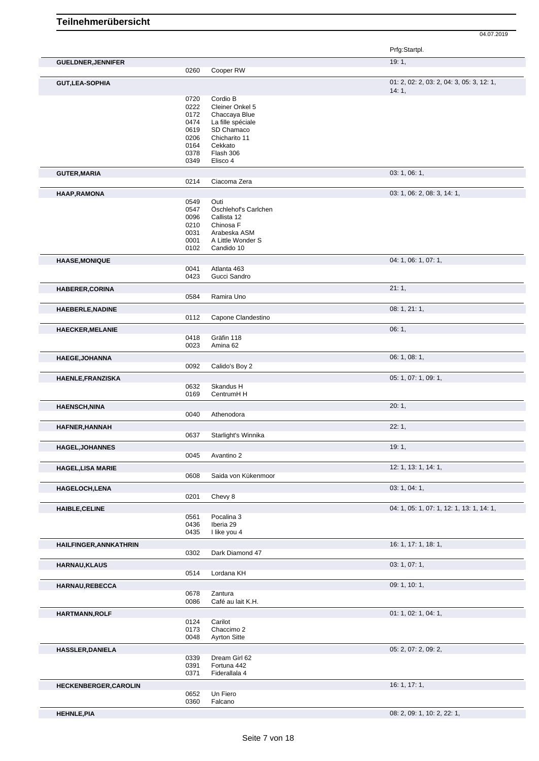# Teilnehmerübersicht

04.07.2019

| Name | Nr. | Pferd | Prfg:Startpl. |
|---|---|---|---|
| **GUELDNER,JENNIFER** | | | 19: 1, |
| | 0260 | Cooper RW | |
| **GUT,LEA-SOPHIA** | | | 01: 2, 02: 2, 03: 2, 04: 3, 05: 3, 12: 1, 14: 1, |
| | 0720 | Cordio B | |
| | 0222 | Cleiner Onkel 5 | |
| | 0172 | Chaccaya Blue | |
| | 0474 | La fille spéciale | |
| | 0619 | SD Chamaco | |
| | 0206 | Chicharito 11 | |
| | 0164 | Cekkato | |
| | 0378 | Flash 306 | |
| | 0349 | Elisco 4 | |
| **GUTER,MARIA** | | | 03: 1, 06: 1, |
| | 0214 | Ciacoma Zera | |
| **HAAP,RAMONA** | | | 03: 1, 06: 2, 08: 3, 14: 1, |
| | 0549 | Outi | |
| | 0547 | Öschlehof's Carlchen | |
| | 0096 | Callista 12 | |
| | 0210 | Chinosa F | |
| | 0031 | Arabeska ASM | |
| | 0001 | A Little Wonder S | |
| | 0102 | Candido 10 | |
| **HAASE,MONIQUE** | | | 04: 1, 06: 1, 07: 1, |
| | 0041 | Atlanta 463 | |
| | 0423 | Gucci Sandro | |
| **HABERER,CORINA** | | | 21: 1, |
| | 0584 | Ramira Uno | |
| **HAEBERLE,NADINE** | | | 08: 1, 21: 1, |
| | 0112 | Capone Clandestino | |
| **HAECKER,MELANIE** | | | 06: 1, |
| | 0418 | Gräfin 118 | |
| | 0023 | Amina 62 | |
| **HAEGE,JOHANNA** | | | 06: 1, 08: 1, |
| | 0092 | Calido's Boy 2 | |
| **HAENLE,FRANZISKA** | | | 05: 1, 07: 1, 09: 1, |
| | 0632 | Skandus H | |
| | 0169 | CentrumH H | |
| **HAENSCH,NINA** | | | 20: 1, |
| | 0040 | Athenodora | |
| **HAFNER,HANNAH** | | | 22: 1, |
| | 0637 | Starlight's Winnika | |
| **HAGEL,JOHANNES** | | | 19: 1, |
| | 0045 | Avantino 2 | |
| **HAGEL,LISA MARIE** | | | 12: 1, 13: 1, 14: 1, |
| | 0608 | Saida von Kükenmoor | |
| **HAGELOCH,LENA** | | | 03: 1, 04: 1, |
| | 0201 | Chevy 8 | |
| **HAIBLE,CELINE** | | | 04: 1, 05: 1, 07: 1, 12: 1, 13: 1, 14: 1, |
| | 0561 | Pocalina 3 | |
| | 0436 | Iberia 29 | |
| | 0435 | I like you 4 | |
| **HAILFINGER,ANNKATHRIN** | | | 16: 1, 17: 1, 18: 1, |
| | 0302 | Dark Diamond 47 | |
| **HARNAU,KLAUS** | | | 03: 1, 07: 1, |
| | 0514 | Lordana KH | |
| **HARNAU,REBECCA** | | | 09: 1, 10: 1, |
| | 0678 | Zantura | |
| | 0086 | Café au lait K.H. | |
| **HARTMANN,ROLF** | | | 01: 1, 02: 1, 04: 1, |
| | 0124 | Carilot | |
| | 0173 | Chaccimo 2 | |
| | 0048 | Ayrton Sitte | |
| **HASSLER,DANIELA** | | | 05: 2, 07: 2, 09: 2, |
| | 0339 | Dream Girl 62 | |
| | 0391 | Fortuna 442 | |
| | 0371 | Fiderallala 4 | |
| **HECKENBERGER,CAROLIN** | | | 16: 1, 17: 1, |
| | 0652 | Un Fiero | |
| | 0360 | Falcano | |
| **HEHNLE,PIA** | | | 08: 2, 09: 1, 10: 2, 22: 1, |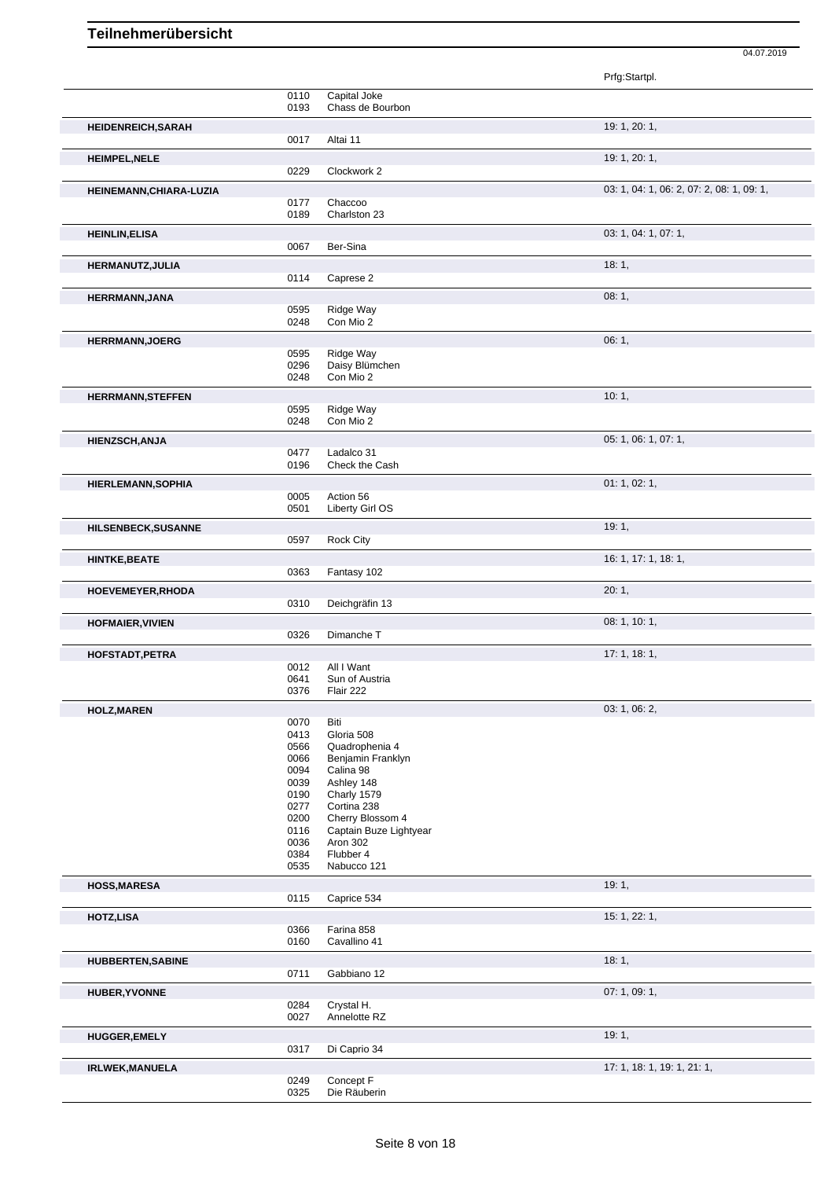# Teilnehmerübersicht

04.07.2019

| | | | Prfg:Startpl. |
|---|---|---|---|
| | 0110 | Capital Joke | |
| | 0193 | Chass de Bourbon | |
| **HEIDENREICH,SARAH** | | | 19: 1, 20: 1, |
| | 0017 | Altai 11 | |
| **HEIMPEL,NELE** | | | 19: 1, 20: 1, |
| | 0229 | Clockwork 2 | |
| **HEINEMANN,CHIARA-LUZIA** | | | 03: 1, 04: 1, 06: 2, 07: 2, 08: 1, 09: 1, |
| | 0177 | Chaccoo | |
| | 0189 | Charlston 23 | |
| **HEINLIN,ELISA** | | | 03: 1, 04: 1, 07: 1, |
| | 0067 | Ber-Sina | |
| **HERMANUTZ,JULIA** | | | 18: 1, |
| | 0114 | Caprese 2 | |
| **HERRMANN,JANA** | | | 08: 1, |
| | 0595 | Ridge Way | |
| | 0248 | Con Mio 2 | |
| **HERRMANN,JOERG** | | | 06: 1, |
| | 0595 | Ridge Way | |
| | 0296 | Daisy Blümchen | |
| | 0248 | Con Mio 2 | |
| **HERRMANN,STEFFEN** | | | 10: 1, |
| | 0595 | Ridge Way | |
| | 0248 | Con Mio 2 | |
| **HIENZSCH,ANJA** | | | 05: 1, 06: 1, 07: 1, |
| | 0477 | Ladalco 31 | |
| | 0196 | Check the Cash | |
| **HIERLEMANN,SOPHIA** | | | 01: 1, 02: 1, |
| | 0005 | Action 56 | |
| | 0501 | Liberty Girl OS | |
| **HILSENBECK,SUSANNE** | | | 19: 1, |
| | 0597 | Rock City | |
| **HINTKE,BEATE** | | | 16: 1, 17: 1, 18: 1, |
| | 0363 | Fantasy 102 | |
| **HOEVEMEYER,RHODA** | | | 20: 1, |
| | 0310 | Deichgräfin 13 | |
| **HOFMAIER,VIVIEN** | | | 08: 1, 10: 1, |
| | 0326 | Dimanche T | |
| **HOFSTADT,PETRA** | | | 17: 1, 18: 1, |
| | 0012 | All I Want | |
| | 0641 | Sun of Austria | |
| | 0376 | Flair 222 | |
| **HOLZ,MAREN** | | | 03: 1, 06: 2, |
| | 0070 | Biti | |
| | 0413 | Gloria 508 | |
| | 0566 | Quadrophenia 4 | |
| | 0066 | Benjamin Franklyn | |
| | 0094 | Calina 98 | |
| | 0039 | Ashley 148 | |
| | 0190 | Charly 1579 | |
| | 0277 | Cortina 238 | |
| | 0200 | Cherry Blossom 4 | |
| | 0116 | Captain Buze Lightyear | |
| | 0036 | Aron 302 | |
| | 0384 | Flubber 4 | |
| | 0535 | Nabucco 121 | |
| **HOSS,MARESA** | | | 19: 1, |
| | 0115 | Caprice 534 | |
| **HOTZ,LISA** | | | 15: 1, 22: 1, |
| | 0366 | Farina 858 | |
| | 0160 | Cavallino 41 | |
| **HUBBERTEN,SABINE** | | | 18: 1, |
| | 0711 | Gabbiano 12 | |
| **HUBER,YVONNE** | | | 07: 1, 09: 1, |
| | 0284 | Crystal H. | |
| | 0027 | Annelotte RZ | |
| **HUGGER,EMELY** | | | 19: 1, |
| | 0317 | Di Caprio 34 | |
| **IRLWEK,MANUELA** | | | 17: 1, 18: 1, 19: 1, 21: 1, |
| | 0249 | Concept F | |
| | 0325 | Die Räuberin | |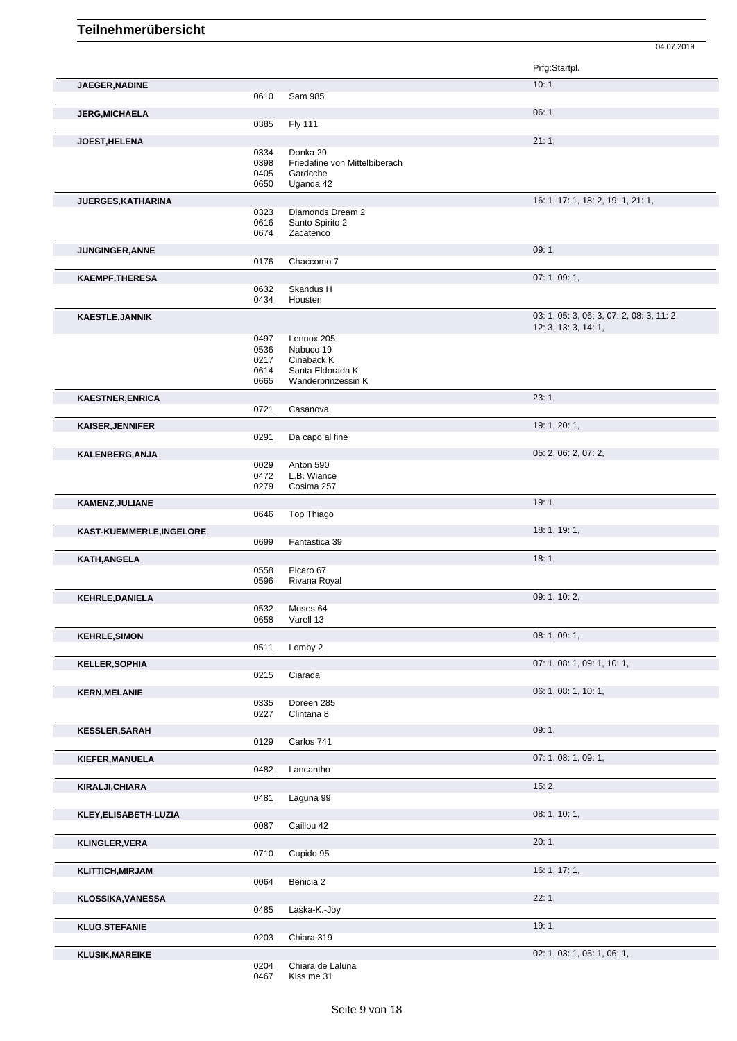# Teilnehmerübersicht

04.07.2019

| Name | Nr. | Pferd | Prfg:Startpl. |
|---|---|---|---|
| **JAEGER,NADINE** | | | 10: 1, |
| | 0610 | Sam 985 | |
| **JERG,MICHAELA** | | | 06: 1, |
| | 0385 | Fly 111 | |
| **JOEST,HELENA** | | | 21: 1, |
| | 0334 | Donka 29 | |
| | 0398 | Friedafine von Mittelbiberach | |
| | 0405 | Gardcche | |
| | 0650 | Uganda 42 | |
| **JUERGES,KATHARINA** | | | 16: 1, 17: 1, 18: 2, 19: 1, 21: 1, |
| | 0323 | Diamonds Dream 2 | |
| | 0616 | Santo Spirito 2 | |
| | 0674 | Zacatenco | |
| **JUNGINGER,ANNE** | | | 09: 1, |
| | 0176 | Chaccomo 7 | |
| **KAEMPF,THERESA** | | | 07: 1, 09: 1, |
| | 0632 | Skandus H | |
| | 0434 | Housten | |
| **KAESTLE,JANNIK** | | | 03: 1, 05: 3, 06: 3, 07: 2, 08: 3, 11: 2, 12: 3, 13: 3, 14: 1, |
| | 0497 | Lennox 205 | |
| | 0536 | Nabuco 19 | |
| | 0217 | Cinaback K | |
| | 0614 | Santa Eldorada K | |
| | 0665 | Wanderprinzessin K | |
| **KAESTNER,ENRICA** | | | 23: 1, |
| | 0721 | Casanova | |
| **KAISER,JENNIFER** | | | 19: 1, 20: 1, |
| | 0291 | Da capo al fine | |
| **KALENBERG,ANJA** | | | 05: 2, 06: 2, 07: 2, |
| | 0029 | Anton 590 | |
| | 0472 | L.B. Wiance | |
| | 0279 | Cosima 257 | |
| **KAMENZ,JULIANE** | | | 19: 1, |
| | 0646 | Top Thiago | |
| **KAST-KUEMMERLE,INGELORE** | | | 18: 1, 19: 1, |
| | 0699 | Fantastica 39 | |
| **KATH,ANGELA** | | | 18: 1, |
| | 0558 | Picaro 67 | |
| | 0596 | Rivana Royal | |
| **KEHRLE,DANIELA** | | | 09: 1, 10: 2, |
| | 0532 | Moses 64 | |
| | 0658 | Varell 13 | |
| **KEHRLE,SIMON** | | | 08: 1, 09: 1, |
| | 0511 | Lomby 2 | |
| **KELLER,SOPHIA** | | | 07: 1, 08: 1, 09: 1, 10: 1, |
| | 0215 | Ciarada | |
| **KERN,MELANIE** | | | 06: 1, 08: 1, 10: 1, |
| | 0335 | Doreen 285 | |
| | 0227 | Clintana 8 | |
| **KESSLER,SARAH** | | | 09: 1, |
| | 0129 | Carlos 741 | |
| **KIEFER,MANUELA** | | | 07: 1, 08: 1, 09: 1, |
| | 0482 | Lancantho | |
| **KIRALJI,CHIARA** | | | 15: 2, |
| | 0481 | Laguna 99 | |
| **KLEY,ELISABETH-LUZIA** | | | 08: 1, 10: 1, |
| | 0087 | Caillou 42 | |
| **KLINGLER,VERA** | | | 20: 1, |
| | 0710 | Cupido 95 | |
| **KLITTICH,MIRJAM** | | | 16: 1, 17: 1, |
| | 0064 | Benicia 2 | |
| **KLOSSIKA,VANESSA** | | | 22: 1, |
| | 0485 | Laska-K.-Joy | |
| **KLUG,STEFANIE** | | | 19: 1, |
| | 0203 | Chiara 319 | |
| **KLUSIK,MAREIKE** | | | 02: 1, 03: 1, 05: 1, 06: 1, |
| | 0204 | Chiara de Laluna | |
| | 0467 | Kiss me 31 | |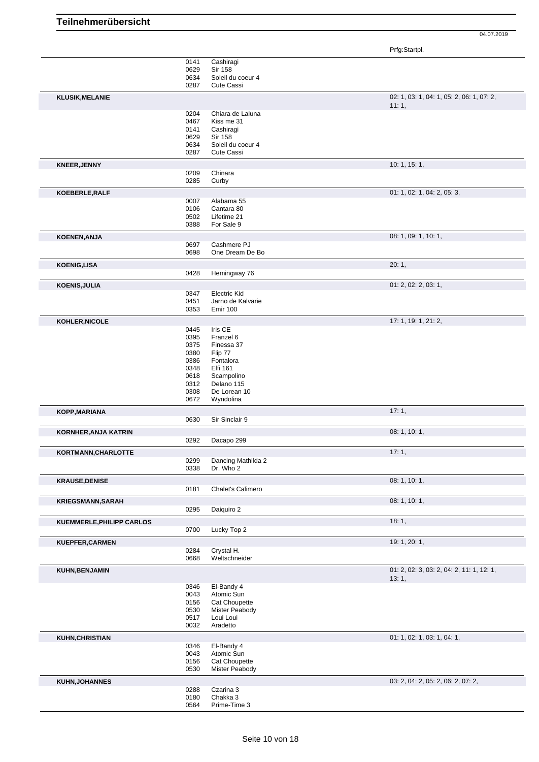# Teilnehmerübersicht

04.07.2019

| Teilnehmer | Nr. | Pferd | Prfg:Startpl. |
|---|---|---|---|
| | 0141 | Cashiragi | |
| | 0629 | Sir 158 | |
| | 0634 | Soleil du coeur 4 | |
| | 0287 | Cute Cassi | |
| **KLUSIK,MELANIE** | | | 02: 1, 03: 1, 04: 1, 05: 2, 06: 1, 07: 2, 11: 1, |
| | 0204 | Chiara de Laluna | |
| | 0467 | Kiss me 31 | |
| | 0141 | Cashiragi | |
| | 0629 | Sir 158 | |
| | 0634 | Soleil du coeur 4 | |
| | 0287 | Cute Cassi | |
| **KNEER,JENNY** | | | 10: 1, 15: 1, |
| | 0209 | Chinara | |
| | 0285 | Curby | |
| **KOEBERLE,RALF** | | | 01: 1, 02: 1, 04: 2, 05: 3, |
| | 0007 | Alabama 55 | |
| | 0106 | Cantara 80 | |
| | 0502 | Lifetime 21 | |
| | 0388 | For Sale 9 | |
| **KOENEN,ANJA** | | | 08: 1, 09: 1, 10: 1, |
| | 0697 | Cashmere PJ | |
| | 0698 | One Dream De Bo | |
| **KOENIG,LISA** | | | 20: 1, |
| | 0428 | Hemingway 76 | |
| **KOENIS,JULIA** | | | 01: 2, 02: 2, 03: 1, |
| | 0347 | Electric Kid | |
| | 0451 | Jarno de Kalvarie | |
| | 0353 | Emir 100 | |
| **KOHLER,NICOLE** | | | 17: 1, 19: 1, 21: 2, |
| | 0445 | Iris CE | |
| | 0395 | Franzel 6 | |
| | 0375 | Finessa 37 | |
| | 0380 | Flip 77 | |
| | 0386 | Fontalora | |
| | 0348 | Elfi 161 | |
| | 0618 | Scampolino | |
| | 0312 | Delano 115 | |
| | 0308 | De Lorean 10 | |
| | 0672 | Wyndolina | |
| **KOPP,MARIANA** | | | 17: 1, |
| | 0630 | Sir Sinclair 9 | |
| **KORNHER,ANJA KATRIN** | | | 08: 1, 10: 1, |
| | 0292 | Dacapo 299 | |
| **KORTMANN,CHARLOTTE** | | | 17: 1, |
| | 0299 | Dancing Mathilda 2 | |
| | 0338 | Dr. Who 2 | |
| **KRAUSE,DENISE** | | | 08: 1, 10: 1, |
| | 0181 | Chalet's Calimero | |
| **KRIEGSMANN,SARAH** | | | 08: 1, 10: 1, |
| | 0295 | Daiquiro 2 | |
| **KUEMMERLE,PHILIPP CARLOS** | | | 18: 1, |
| | 0700 | Lucky Top 2 | |
| **KUEPFER,CARMEN** | | | 19: 1, 20: 1, |
| | 0284 | Crystal H. | |
| | 0668 | Weltschneider | |
| **KUHN,BENJAMIN** | | | 01: 2, 02: 3, 03: 2, 04: 2, 11: 1, 12: 1, 13: 1, |
| | 0346 | El-Bandy 4 | |
| | 0043 | Atomic Sun | |
| | 0156 | Cat Choupette | |
| | 0530 | Mister Peabody | |
| | 0517 | Loui Loui | |
| | 0032 | Aradetto | |
| **KUHN,CHRISTIAN** | | | 01: 1, 02: 1, 03: 1, 04: 1, |
| | 0346 | El-Bandy 4 | |
| | 0043 | Atomic Sun | |
| | 0156 | Cat Choupette | |
| | 0530 | Mister Peabody | |
| **KUHN,JOHANNES** | | | 03: 2, 04: 2, 05: 2, 06: 2, 07: 2, |
| | 0288 | Czarina 3 | |
| | 0180 | Chakka 3 | |
| | 0564 | Prime-Time 3 | |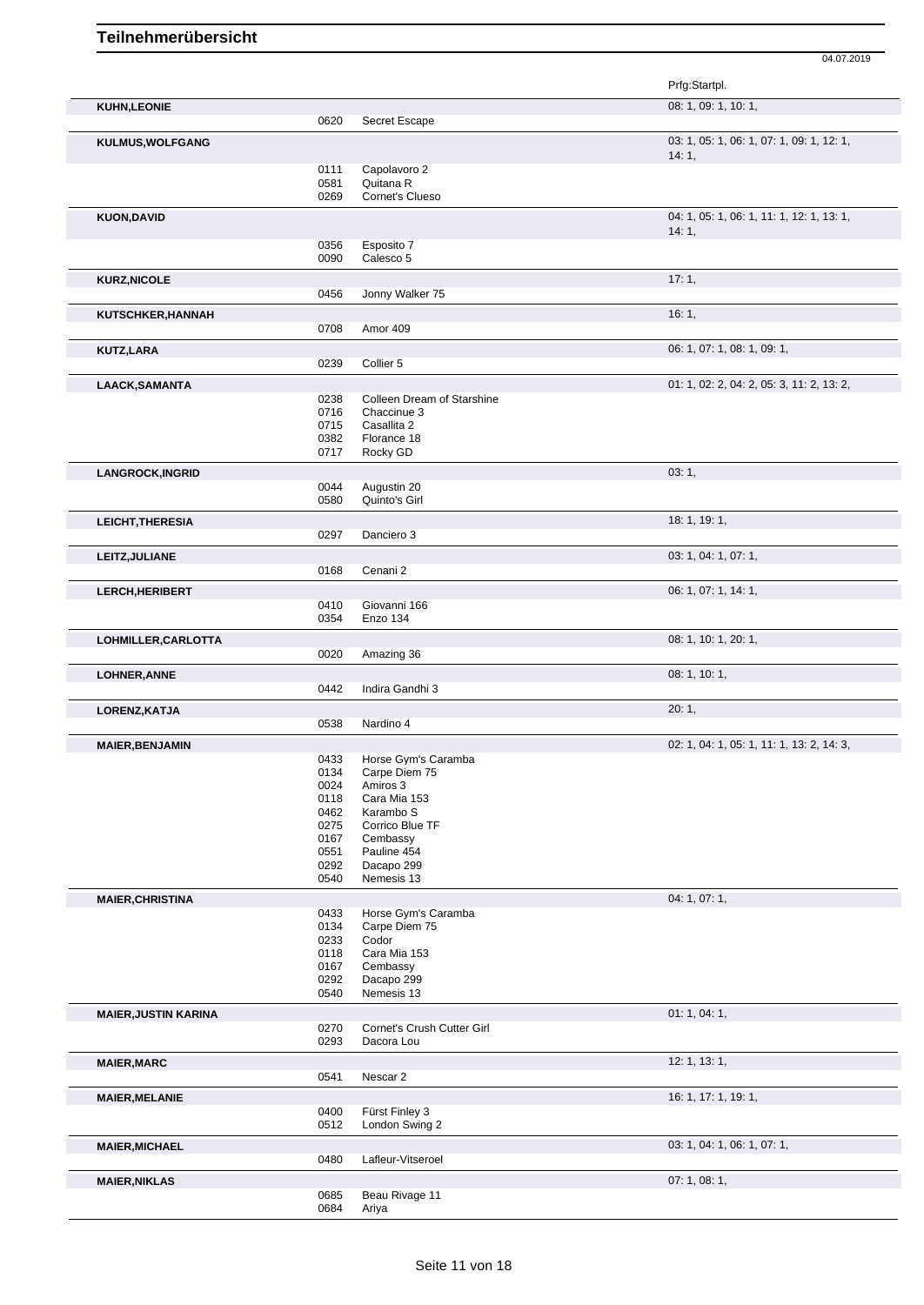# Teilnehmerübersicht

04.07.2019

| Name | Nr. | Pferd | Prfg:Startpl. |
|---|---|---|---|
| **KUHN,LEONIE** | | | 08: 1, 09: 1, 10: 1, |
| | 0620 | Secret Escape | |
| **KULMUS,WOLFGANG** | | | 03: 1, 05: 1, 06: 1, 07: 1, 09: 1, 12: 1, 14: 1, |
| | 0111 | Capolavoro 2 | |
| | 0581 | Quitana R | |
| | 0269 | Cornet's Clueso | |
| **KUON,DAVID** | | | 04: 1, 05: 1, 06: 1, 11: 1, 12: 1, 13: 1, 14: 1, |
| | 0356 | Esposito 7 | |
| | 0090 | Calesco 5 | |
| **KURZ,NICOLE** | | | 17: 1, |
| | 0456 | Jonny Walker 75 | |
| **KUTSCHKER,HANNAH** | | | 16: 1, |
| | 0708 | Amor 409 | |
| **KUTZ,LARA** | | | 06: 1, 07: 1, 08: 1, 09: 1, |
| | 0239 | Collier 5 | |
| **LAACK,SAMANTA** | | | 01: 1, 02: 2, 04: 2, 05: 3, 11: 2, 13: 2, |
| | 0238 | Colleen Dream of Starshine | |
| | 0716 | Chaccinue 3 | |
| | 0715 | Casallita 2 | |
| | 0382 | Florance 18 | |
| | 0717 | Rocky GD | |
| **LANGROCK,INGRID** | | | 03: 1, |
| | 0044 | Augustin 20 | |
| | 0580 | Quinto's Girl | |
| **LEICHT,THERESIA** | | | 18: 1, 19: 1, |
| | 0297 | Danciero 3 | |
| **LEITZ,JULIANE** | | | 03: 1, 04: 1, 07: 1, |
| | 0168 | Cenani 2 | |
| **LERCH,HERIBERT** | | | 06: 1, 07: 1, 14: 1, |
| | 0410 | Giovanni 166 | |
| | 0354 | Enzo 134 | |
| **LOHMILLER,CARLOTTA** | | | 08: 1, 10: 1, 20: 1, |
| | 0020 | Amazing 36 | |
| **LOHNER,ANNE** | | | 08: 1, 10: 1, |
| | 0442 | Indira Gandhi 3 | |
| **LORENZ,KATJA** | | | 20: 1, |
| | 0538 | Nardino 4 | |
| **MAIER,BENJAMIN** | | | 02: 1, 04: 1, 05: 1, 11: 1, 13: 2, 14: 3, |
| | 0433 | Horse Gym's Caramba | |
| | 0134 | Carpe Diem 75 | |
| | 0024 | Amiros 3 | |
| | 0118 | Cara Mia 153 | |
| | 0462 | Karambo S | |
| | 0275 | Corrico Blue TF | |
| | 0167 | Cembassy | |
| | 0551 | Pauline 454 | |
| | 0292 | Dacapo 299 | |
| | 0540 | Nemesis 13 | |
| **MAIER,CHRISTINA** | | | 04: 1, 07: 1, |
| | 0433 | Horse Gym's Caramba | |
| | 0134 | Carpe Diem 75 | |
| | 0233 | Codor | |
| | 0118 | Cara Mia 153 | |
| | 0167 | Cembassy | |
| | 0292 | Dacapo 299 | |
| | 0540 | Nemesis 13 | |
| **MAIER,JUSTIN KARINA** | | | 01: 1, 04: 1, |
| | 0270 | Cornet's Crush Cutter Girl | |
| | 0293 | Dacora Lou | |
| **MAIER,MARC** | | | 12: 1, 13: 1, |
| | 0541 | Nescar 2 | |
| **MAIER,MELANIE** | | | 16: 1, 17: 1, 19: 1, |
| | 0400 | Fürst Finley 3 | |
| | 0512 | London Swing 2 | |
| **MAIER,MICHAEL** | | | 03: 1, 04: 1, 06: 1, 07: 1, |
| | 0480 | Lafleur-Vitseroel | |
| **MAIER,NIKLAS** | | | 07: 1, 08: 1, |
| | 0685 | Beau Rivage 11 | |
| | 0684 | Ariya | |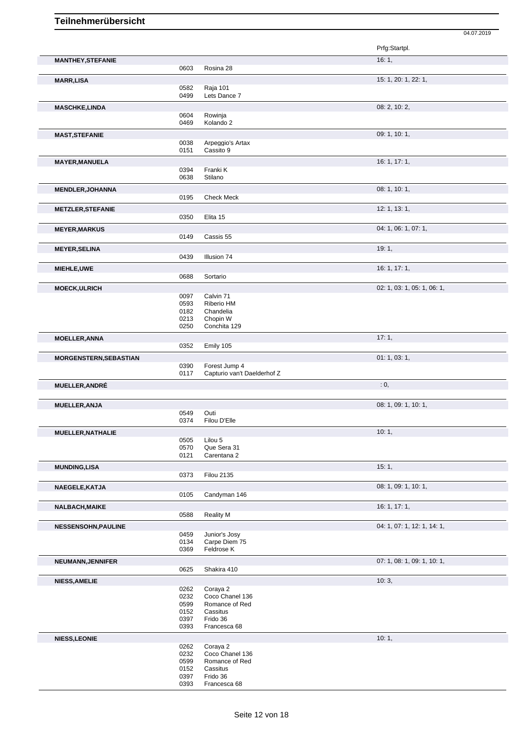# Teilnehmerübersicht

04.07.2019

| Name | Nr. | Pferd | Prfg:Startpl. |
|---|---|---|---|
| **MANTHEY,STEFANIE** | | | 16: 1, |
| | 0603 | Rosina 28 | |
| **MARR,LISA** | | | 15: 1, 20: 1, 22: 1, |
| | 0582 | Raja 101 | |
| | 0499 | Lets Dance 7 | |
| **MASCHKE,LINDA** | | | 08: 2, 10: 2, |
| | 0604 | Rowinja | |
| | 0469 | Kolando 2 | |
| **MAST,STEFANIE** | | | 09: 1, 10: 1, |
| | 0038 | Arpeggio's Artax | |
| | 0151 | Cassito 9 | |
| **MAYER,MANUELA** | | | 16: 1, 17: 1, |
| | 0394 | Franki K | |
| | 0638 | Stilano | |
| **MENDLER,JOHANNA** | | | 08: 1, 10: 1, |
| | 0195 | Check Meck | |
| **METZLER,STEFANIE** | | | 12: 1, 13: 1, |
| | 0350 | Elita 15 | |
| **MEYER,MARKUS** | | | 04: 1, 06: 1, 07: 1, |
| | 0149 | Cassis 55 | |
| **MEYER,SELINA** | | | 19: 1, |
| | 0439 | Illusion 74 | |
| **MIEHLE,UWE** | | | 16: 1, 17: 1, |
| | 0688 | Sortario | |
| **MOECK,ULRICH** | | | 02: 1, 03: 1, 05: 1, 06: 1, |
| | 0097 | Calvin 71 | |
| | 0593 | Riberio HM | |
| | 0182 | Chandelia | |
| | 0213 | Chopin W | |
| | 0250 | Conchita 129 | |
| **MOELLER,ANNA** | | | 17: 1, |
| | 0352 | Emily 105 | |
| **MORGENSTERN,SEBASTIAN** | | | 01: 1, 03: 1, |
| | 0390 | Forest Jump 4 | |
| | 0117 | Capturio van't Daelderhof Z | |
| **MUELLER,ANDRÉ** | | | : 0, |
| **MUELLER,ANJA** | | | 08: 1, 09: 1, 10: 1, |
| | 0549 | Outi | |
| | 0374 | Filou D'Elle | |
| **MUELLER,NATHALIE** | | | 10: 1, |
| | 0505 | Lilou 5 | |
| | 0570 | Que Sera 31 | |
| | 0121 | Carentana 2 | |
| **MUNDING,LISA** | | | 15: 1, |
| | 0373 | Filou 2135 | |
| **NAEGELE,KATJA** | | | 08: 1, 09: 1, 10: 1, |
| | 0105 | Candyman 146 | |
| **NALBACH,MAIKE** | | | 16: 1, 17: 1, |
| | 0588 | Reality M | |
| **NESSENSOHN,PAULINE** | | | 04: 1, 07: 1, 12: 1, 14: 1, |
| | 0459 | Junior's Josy | |
| | 0134 | Carpe Diem 75 | |
| | 0369 | Feldrose K | |
| **NEUMANN,JENNIFER** | | | 07: 1, 08: 1, 09: 1, 10: 1, |
| | 0625 | Shakira 410 | |
| **NIESS,AMELIE** | | | 10: 3, |
| | 0262 | Coraya 2 | |
| | 0232 | Coco Chanel 136 | |
| | 0599 | Romance of Red | |
| | 0152 | Cassitus | |
| | 0397 | Frido 36 | |
| | 0393 | Francesca 68 | |
| **NIESS,LEONIE** | | | 10: 1, |
| | 0262 | Coraya 2 | |
| | 0232 | Coco Chanel 136 | |
| | 0599 | Romance of Red | |
| | 0152 | Cassitus | |
| | 0397 | Frido 36 | |
| | 0393 | Francesca 68 | |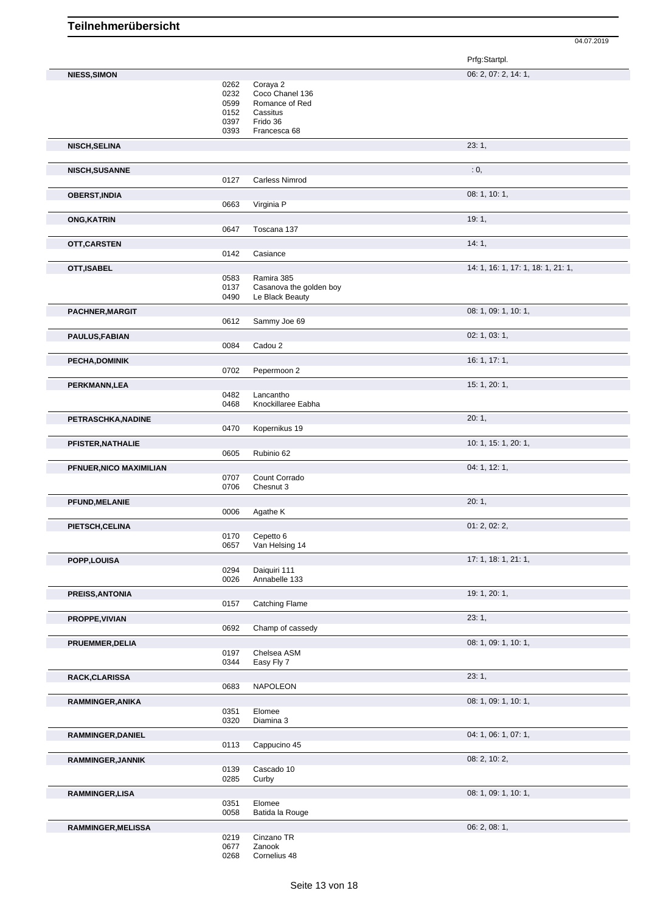# Teilnehmerübersicht

04.07.2019

| Name | Nr. | Pferd | Prfg:Startpl. |
|---|---|---|---|
| **NIESS,SIMON** | | | 06: 2, 07: 2, 14: 1, |
| | 0262 | Coraya 2 | |
| | 0232 | Coco Chanel 136 | |
| | 0599 | Romance of Red | |
| | 0152 | Cassitus | |
| | 0397 | Frido 36 | |
| | 0393 | Francesca 68 | |
| **NISCH,SELINA** | | | 23: 1, |
| **NISCH,SUSANNE** | | | : 0, |
| | 0127 | Carless Nimrod | |
| **OBERST,INDIA** | | | 08: 1, 10: 1, |
| | 0663 | Virginia P | |
| **ONG,KATRIN** | | | 19: 1, |
| | 0647 | Toscana 137 | |
| **OTT,CARSTEN** | | | 14: 1, |
| | 0142 | Casiance | |
| **OTT,ISABEL** | | | 14: 1, 16: 1, 17: 1, 18: 1, 21: 1, |
| | 0583 | Ramira 385 | |
| | 0137 | Casanova the golden boy | |
| | 0490 | Le Black Beauty | |
| **PACHNER,MARGIT** | | | 08: 1, 09: 1, 10: 1, |
| | 0612 | Sammy Joe 69 | |
| **PAULUS,FABIAN** | | | 02: 1, 03: 1, |
| | 0084 | Cadou 2 | |
| **PECHA,DOMINIK** | | | 16: 1, 17: 1, |
| | 0702 | Pepermoon 2 | |
| **PERKMANN,LEA** | | | 15: 1, 20: 1, |
| | 0482 | Lancantho | |
| | 0468 | Knockillaree Eabha | |
| **PETRASCHKA,NADINE** | | | 20: 1, |
| | 0470 | Kopernikus 19 | |
| **PFISTER,NATHALIE** | | | 10: 1, 15: 1, 20: 1, |
| | 0605 | Rubinio 62 | |
| **PFNUER,NICO MAXIMILIAN** | | | 04: 1, 12: 1, |
| | 0707 | Count Corrado | |
| | 0706 | Chesnut 3 | |
| **PFUND,MELANIE** | | | 20: 1, |
| | 0006 | Agathe K | |
| **PIETSCH,CELINA** | | | 01: 2, 02: 2, |
| | 0170 | Cepetto 6 | |
| | 0657 | Van Helsing 14 | |
| **POPP,LOUISA** | | | 17: 1, 18: 1, 21: 1, |
| | 0294 | Daiquiri 111 | |
| | 0026 | Annabelle 133 | |
| **PREISS,ANTONIA** | | | 19: 1, 20: 1, |
| | 0157 | Catching Flame | |
| **PROPPE,VIVIAN** | | | 23: 1, |
| | 0692 | Champ of cassedy | |
| **PRUEMMER,DELIA** | | | 08: 1, 09: 1, 10: 1, |
| | 0197 | Chelsea ASM | |
| | 0344 | Easy Fly 7 | |
| **RACK,CLARISSA** | | | 23: 1, |
| | 0683 | NAPOLEON | |
| **RAMMINGER,ANIKA** | | | 08: 1, 09: 1, 10: 1, |
| | 0351 | Elomee | |
| | 0320 | Diamina 3 | |
| **RAMMINGER,DANIEL** | | | 04: 1, 06: 1, 07: 1, |
| | 0113 | Cappucino 45 | |
| **RAMMINGER,JANNIK** | | | 08: 2, 10: 2, |
| | 0139 | Cascado 10 | |
| | 0285 | Curby | |
| **RAMMINGER,LISA** | | | 08: 1, 09: 1, 10: 1, |
| | 0351 | Elomee | |
| | 0058 | Batida la Rouge | |
| **RAMMINGER,MELISSA** | | | 06: 2, 08: 1, |
| | 0219 | Cinzano TR | |
| | 0677 | Zanook | |
| | 0268 | Cornelius 48 | |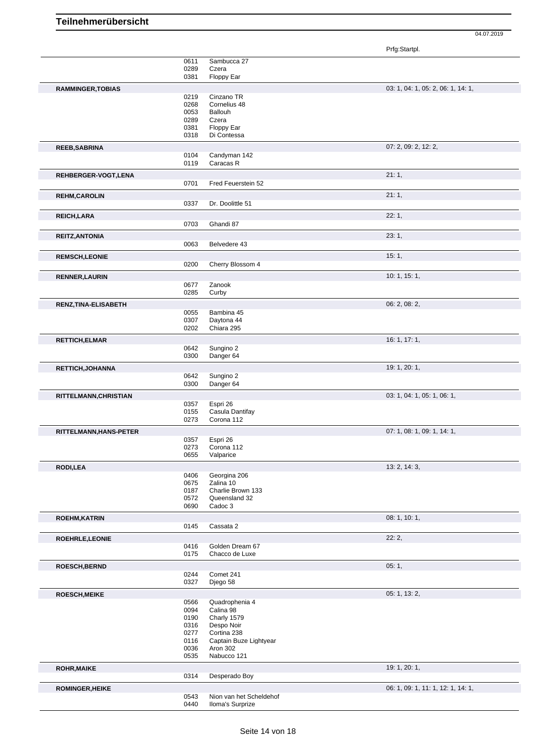# Teilnehmerübersicht

04.07.2019

| Name | Nr. | Pferd | Prfg:Startpl. |
|---|---|---|---|
| | 0611 | Sambucca 27 | |
| | 0289 | Czera | |
| | 0381 | Floppy Ear | |
| **RAMMINGER,TOBIAS** | | | 03: 1, 04: 1, 05: 2, 06: 1, 14: 1, |
| | 0219 | Cinzano TR | |
| | 0268 | Cornelius 48 | |
| | 0053 | Ballouh | |
| | 0289 | Czera | |
| | 0381 | Floppy Ear | |
| | 0318 | Di Contessa | |
| **REEB,SABRINA** | | | 07: 2, 09: 2, 12: 2, |
| | 0104 | Candyman 142 | |
| | 0119 | Caracas R | |
| **REHBERGER-VOGT,LENA** | | | 21: 1, |
| | 0701 | Fred Feuerstein 52 | |
| **REHM,CAROLIN** | | | 21: 1, |
| | 0337 | Dr. Doolittle 51 | |
| **REICH,LARA** | | | 22: 1, |
| | 0703 | Ghandi 87 | |
| **REITZ,ANTONIA** | | | 23: 1, |
| | 0063 | Belvedere 43 | |
| **REMSCH,LEONIE** | | | 15: 1, |
| | 0200 | Cherry Blossom 4 | |
| **RENNER,LAURIN** | | | 10: 1, 15: 1, |
| | 0677 | Zanook | |
| | 0285 | Curby | |
| **RENZ,TINA-ELISABETH** | | | 06: 2, 08: 2, |
| | 0055 | Bambina 45 | |
| | 0307 | Daytona 44 | |
| | 0202 | Chiara 295 | |
| **RETTICH,ELMAR** | | | 16: 1, 17: 1, |
| | 0642 | Sungino 2 | |
| | 0300 | Danger 64 | |
| **RETTICH,JOHANNA** | | | 19: 1, 20: 1, |
| | 0642 | Sungino 2 | |
| | 0300 | Danger 64 | |
| **RITTELMANN,CHRISTIAN** | | | 03: 1, 04: 1, 05: 1, 06: 1, |
| | 0357 | Espri 26 | |
| | 0155 | Casula Dantifay | |
| | 0273 | Corona 112 | |
| **RITTELMANN,HANS-PETER** | | | 07: 1, 08: 1, 09: 1, 14: 1, |
| | 0357 | Espri 26 | |
| | 0273 | Corona 112 | |
| | 0655 | Valparice | |
| **RODI,LEA** | | | 13: 2, 14: 3, |
| | 0406 | Georgina 206 | |
| | 0675 | Zalina 10 | |
| | 0187 | Charlie Brown 133 | |
| | 0572 | Queensland 32 | |
| | 0690 | Cadoc 3 | |
| **ROEHM,KATRIN** | | | 08: 1, 10: 1, |
| | 0145 | Cassata 2 | |
| **ROEHRLE,LEONIE** | | | 22: 2, |
| | 0416 | Golden Dream 67 | |
| | 0175 | Chacco de Luxe | |
| **ROESCH,BERND** | | | 05: 1, |
| | 0244 | Comet 241 | |
| | 0327 | Djego 58 | |
| **ROESCH,MEIKE** | | | 05: 1, 13: 2, |
| | 0566 | Quadrophenia 4 | |
| | 0094 | Calina 98 | |
| | 0190 | Charly 1579 | |
| | 0316 | Despo Noir | |
| | 0277 | Cortina 238 | |
| | 0116 | Captain Buze Lightyear | |
| | 0036 | Aron 302 | |
| | 0535 | Nabucco 121 | |
| **ROHR,MAIKE** | | | 19: 1, 20: 1, |
| | 0314 | Desperado Boy | |
| **ROMINGER,HEIKE** | | | 06: 1, 09: 1, 11: 1, 12: 1, 14: 1, |
| | 0543 | Nion van het Scheldehof | |
| | 0440 | Iloma's Surprize | |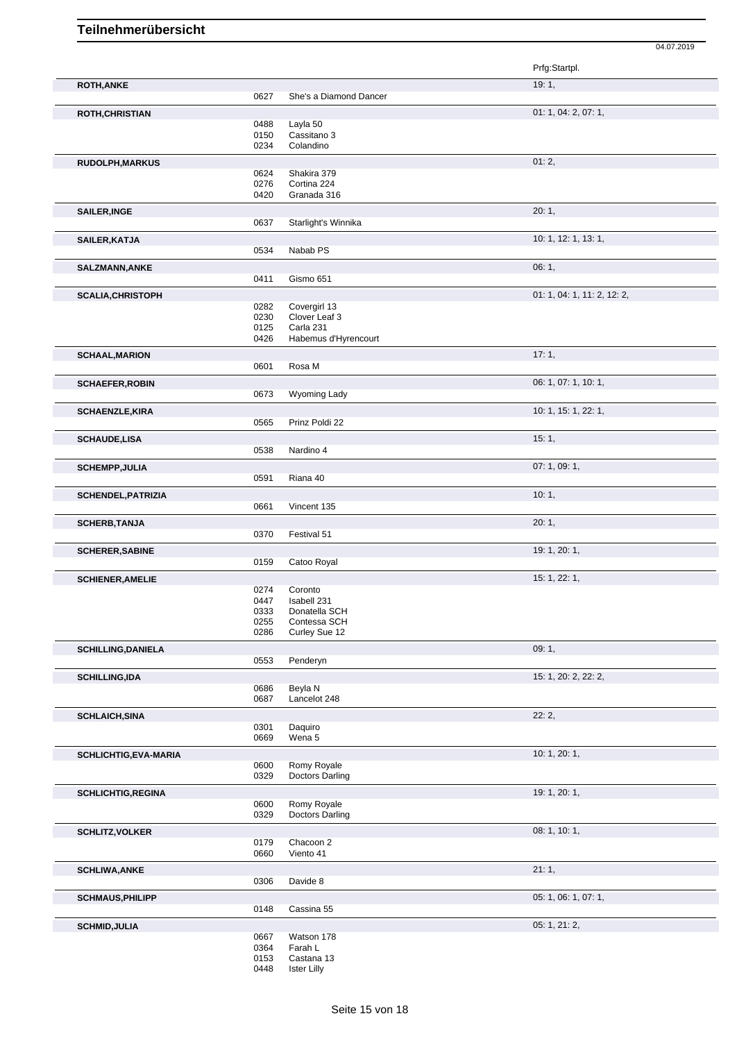# Teilnehmerübersicht

04.07.2019

| Name | Nr. | Pferd | Prfg:Startpl. |
|---|---|---|---|
| **ROTH,ANKE** | | | 19: 1, |
| | 0627 | She's a Diamond Dancer | |
| **ROTH,CHRISTIAN** | | | 01: 1, 04: 2, 07: 1, |
| | 0488 | Layla 50 | |
| | 0150 | Cassitano 3 | |
| | 0234 | Colandino | |
| **RUDOLPH,MARKUS** | | | 01: 2, |
| | 0624 | Shakira 379 | |
| | 0276 | Cortina 224 | |
| | 0420 | Granada 316 | |
| **SAILER,INGE** | | | 20: 1, |
| | 0637 | Starlight's Winnika | |
| **SAILER,KATJA** | | | 10: 1, 12: 1, 13: 1, |
| | 0534 | Nabab PS | |
| **SALZMANN,ANKE** | | | 06: 1, |
| | 0411 | Gismo 651 | |
| **SCALIA,CHRISTOPH** | | | 01: 1, 04: 1, 11: 2, 12: 2, |
| | 0282 | Covergirl 13 | |
| | 0230 | Clover Leaf 3 | |
| | 0125 | Carla 231 | |
| | 0426 | Habemus d'Hyrencourt | |
| **SCHAAL,MARION** | | | 17: 1, |
| | 0601 | Rosa M | |
| **SCHAEFER,ROBIN** | | | 06: 1, 07: 1, 10: 1, |
| | 0673 | Wyoming Lady | |
| **SCHAENZLE,KIRA** | | | 10: 1, 15: 1, 22: 1, |
| | 0565 | Prinz Poldi 22 | |
| **SCHAUDE,LISA** | | | 15: 1, |
| | 0538 | Nardino 4 | |
| **SCHEMPP,JULIA** | | | 07: 1, 09: 1, |
| | 0591 | Riana 40 | |
| **SCHENDEL,PATRIZIA** | | | 10: 1, |
| | 0661 | Vincent 135 | |
| **SCHERB,TANJA** | | | 20: 1, |
| | 0370 | Festival 51 | |
| **SCHERER,SABINE** | | | 19: 1, 20: 1, |
| | 0159 | Catoo Royal | |
| **SCHIENER,AMELIE** | | | 15: 1, 22: 1, |
| | 0274 | Coronto | |
| | 0447 | Isabell 231 | |
| | 0333 | Donatella SCH | |
| | 0255 | Contessa SCH | |
| | 0286 | Curley Sue 12 | |
| **SCHILLING,DANIELA** | | | 09: 1, |
| | 0553 | Penderyn | |
| **SCHILLING,IDA** | | | 15: 1, 20: 2, 22: 2, |
| | 0686 | Beyla N | |
| | 0687 | Lancelot 248 | |
| **SCHLAICH,SINA** | | | 22: 2, |
| | 0301 | Daquiro | |
| | 0669 | Wena 5 | |
| **SCHLICHTIG,EVA-MARIA** | | | 10: 1, 20: 1, |
| | 0600 | Romy Royale | |
| | 0329 | Doctors Darling | |
| **SCHLICHTIG,REGINA** | | | 19: 1, 20: 1, |
| | 0600 | Romy Royale | |
| | 0329 | Doctors Darling | |
| **SCHLITZ,VOLKER** | | | 08: 1, 10: 1, |
| | 0179 | Chacoon 2 | |
| | 0660 | Viento 41 | |
| **SCHLIWA,ANKE** | | | 21: 1, |
| | 0306 | Davide 8 | |
| **SCHMAUS,PHILIPP** | | | 05: 1, 06: 1, 07: 1, |
| | 0148 | Cassina 55 | |
| **SCHMID,JULIA** | | | 05: 1, 21: 2, |
| | 0667 | Watson 178 | |
| | 0364 | Farah L | |
| | 0153 | Castana 13 | |
| | 0448 | Ister Lilly | |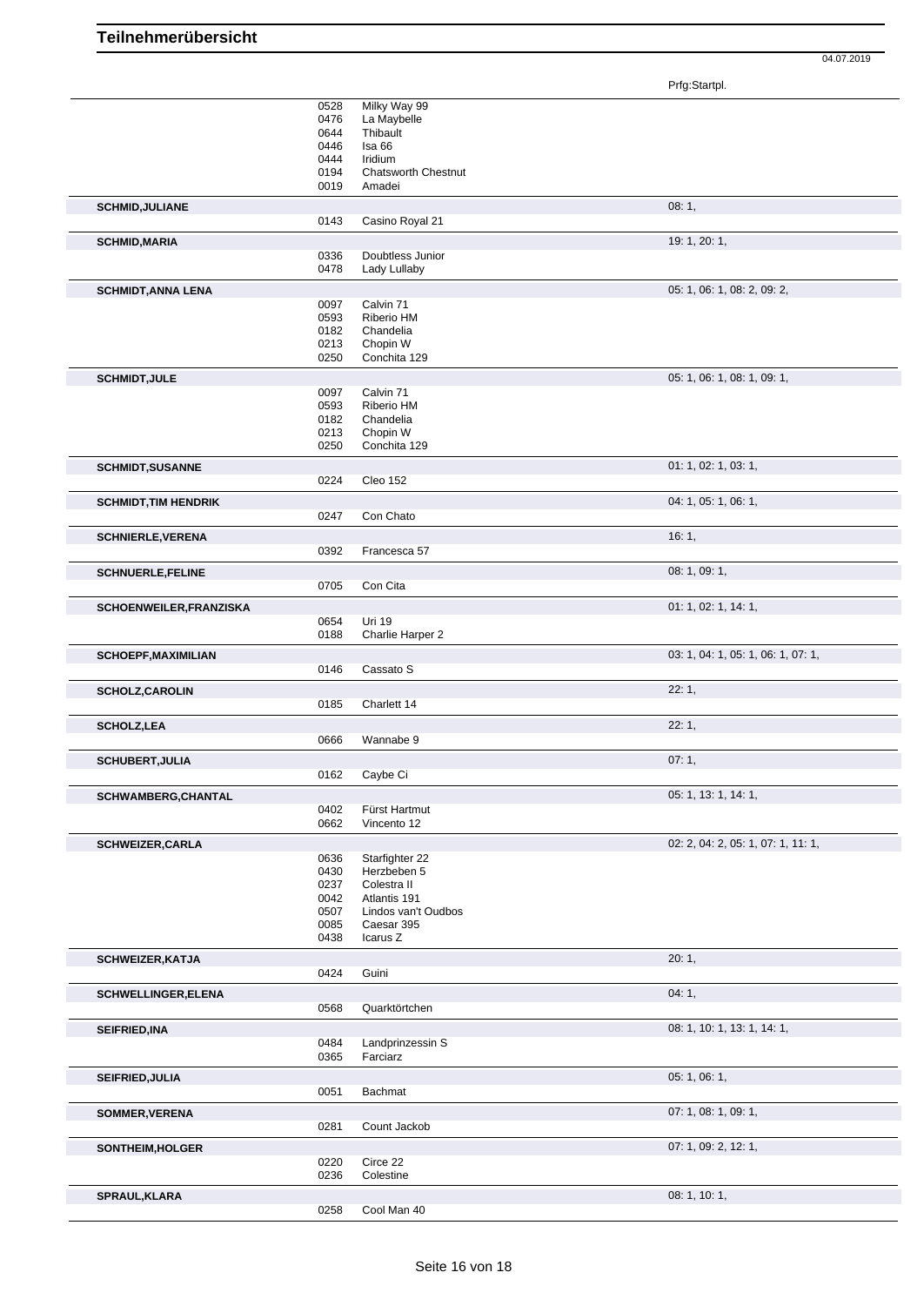# Teilnehmerübersicht

04.07.2019

| Name | Nr. | Pferd | Prfg:Startpl. |
|---|---|---|---|
| | 0528 | Milky Way 99 | |
| | 0476 | La Maybelle | |
| | 0644 | Thibault | |
| | 0446 | Isa 66 | |
| | 0444 | Iridium | |
| | 0194 | Chatsworth Chestnut | |
| | 0019 | Amadei | |
| **SCHMID,JULIANE** | | | 08: 1, |
| | 0143 | Casino Royal 21 | |
| **SCHMID,MARIA** | | | 19: 1, 20: 1, |
| | 0336 | Doubtless Junior | |
| | 0478 | Lady Lullaby | |
| **SCHMIDT,ANNA LENA** | | | 05: 1, 06: 1, 08: 2, 09: 2, |
| | 0097 | Calvin 71 | |
| | 0593 | Riberio HM | |
| | 0182 | Chandelia | |
| | 0213 | Chopin W | |
| | 0250 | Conchita 129 | |
| **SCHMIDT,JULE** | | | 05: 1, 06: 1, 08: 1, 09: 1, |
| | 0097 | Calvin 71 | |
| | 0593 | Riberio HM | |
| | 0182 | Chandelia | |
| | 0213 | Chopin W | |
| | 0250 | Conchita 129 | |
| **SCHMIDT,SUSANNE** | | | 01: 1, 02: 1, 03: 1, |
| | 0224 | Cleo 152 | |
| **SCHMIDT,TIM HENDRIK** | | | 04: 1, 05: 1, 06: 1, |
| | 0247 | Con Chato | |
| **SCHNIERLE,VERENA** | | | 16: 1, |
| | 0392 | Francesca 57 | |
| **SCHNUERLE,FELINE** | | | 08: 1, 09: 1, |
| | 0705 | Con Cita | |
| **SCHOENWEILER,FRANZISKA** | | | 01: 1, 02: 1, 14: 1, |
| | 0654 | Uri 19 | |
| | 0188 | Charlie Harper 2 | |
| **SCHOEPF,MAXIMILIAN** | | | 03: 1, 04: 1, 05: 1, 06: 1, 07: 1, |
| | 0146 | Cassato S | |
| **SCHOLZ,CAROLIN** | | | 22: 1, |
| | 0185 | Charlett 14 | |
| **SCHOLZ,LEA** | | | 22: 1, |
| | 0666 | Wannabe 9 | |
| **SCHUBERT,JULIA** | | | 07: 1, |
| | 0162 | Caybe Ci | |
| **SCHWAMBERG,CHANTAL** | | | 05: 1, 13: 1, 14: 1, |
| | 0402 | Fürst Hartmut | |
| | 0662 | Vincento 12 | |
| **SCHWEIZER,CARLA** | | | 02: 2, 04: 2, 05: 1, 07: 1, 11: 1, |
| | 0636 | Starfighter 22 | |
| | 0430 | Herzbeben 5 | |
| | 0237 | Colestra II | |
| | 0042 | Atlantis 191 | |
| | 0507 | Lindos van't Oudbos | |
| | 0085 | Caesar 395 | |
| | 0438 | Icarus Z | |
| **SCHWEIZER,KATJA** | | | 20: 1, |
| | 0424 | Guini | |
| **SCHWELLINGER,ELENA** | | | 04: 1, |
| | 0568 | Quarktörtchen | |
| **SEIFRIED,INA** | | | 08: 1, 10: 1, 13: 1, 14: 1, |
| | 0484 | Landprinzessin S | |
| | 0365 | Farciarz | |
| **SEIFRIED,JULIA** | | | 05: 1, 06: 1, |
| | 0051 | Bachmat | |
| **SOMMER,VERENA** | | | 07: 1, 08: 1, 09: 1, |
| | 0281 | Count Jackob | |
| **SONTHEIM,HOLGER** | | | 07: 1, 09: 2, 12: 1, |
| | 0220 | Circe 22 | |
| | 0236 | Colestine | |
| **SPRAUL,KLARA** | | | 08: 1, 10: 1, |
| | 0258 | Cool Man 40 | |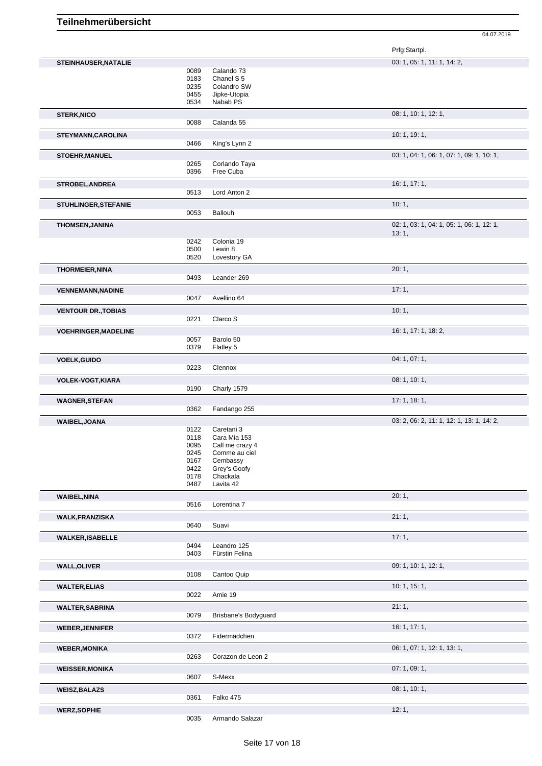# Teilnehmerübersicht

04.07.2019

| Teilnehmer | Nr. | Pferd | Prfg:Startpl. |
|---|---|---|---|
| **STEINHAUSER,NATALIE** | | | 03: 1, 05: 1, 11: 1, 14: 2, |
| | 0089 | Calando 73 | |
| | 0183 | Chanel S 5 | |
| | 0235 | Colandro SW | |
| | 0455 | Jipke-Utopia | |
| | 0534 | Nabab PS | |
| **STERK,NICO** | | | 08: 1, 10: 1, 12: 1, |
| | 0088 | Calanda 55 | |
| **STEYMANN,CAROLINA** | | | 10: 1, 19: 1, |
| | 0466 | King's Lynn 2 | |
| **STOEHR,MANUEL** | | | 03: 1, 04: 1, 06: 1, 07: 1, 09: 1, 10: 1, |
| | 0265 | Corlando Taya | |
| | 0396 | Free Cuba | |
| **STROBEL,ANDREA** | | | 16: 1, 17: 1, |
| | 0513 | Lord Anton 2 | |
| **STUHLINGER,STEFANIE** | | | 10: 1, |
| | 0053 | Ballouh | |
| **THOMSEN,JANINA** | | | 02: 1, 03: 1, 04: 1, 05: 1, 06: 1, 12: 1, 13: 1, |
| | 0242 | Colonia 19 | |
| | 0500 | Lewin 8 | |
| | 0520 | Lovestory GA | |
| **THORMEIER,NINA** | | | 20: 1, |
| | 0493 | Leander 269 | |
| **VENNEMANN,NADINE** | | | 17: 1, |
| | 0047 | Avellino 64 | |
| **VENTOUR DR.,TOBIAS** | | | 10: 1, |
| | 0221 | Clarco S | |
| **VOEHRINGER,MADELINE** | | | 16: 1, 17: 1, 18: 2, |
| | 0057 | Barolo 50 | |
| | 0379 | Flatley 5 | |
| **VOELK,GUIDO** | | | 04: 1, 07: 1, |
| | 0223 | Clennox | |
| **VOLEK-VOGT,KIARA** | | | 08: 1, 10: 1, |
| | 0190 | Charly 1579 | |
| **WAGNER,STEFAN** | | | 17: 1, 18: 1, |
| | 0362 | Fandango 255 | |
| **WAIBEL,JOANA** | | | 03: 2, 06: 2, 11: 1, 12: 1, 13: 1, 14: 2, |
| | 0122 | Caretani 3 | |
| | 0118 | Cara Mia 153 | |
| | 0095 | Call me crazy 4 | |
| | 0245 | Comme au ciel | |
| | 0167 | Cembassy | |
| | 0422 | Grey's Goofy | |
| | 0178 | Chackala | |
| | 0487 | Lavita 42 | |
| **WAIBEL,NINA** | | | 20: 1, |
| | 0516 | Lorentina 7 | |
| **WALK,FRANZISKA** | | | 21: 1, |
| | 0640 | Suavi | |
| **WALKER,ISABELLE** | | | 17: 1, |
| | 0494 | Leandro 125 | |
| | 0403 | Fürstin Felina | |
| **WALL,OLIVER** | | | 09: 1, 10: 1, 12: 1, |
| | 0108 | Cantoo Quip | |
| **WALTER,ELIAS** | | | 10: 1, 15: 1, |
| | 0022 | Amie 19 | |
| **WALTER,SABRINA** | | | 21: 1, |
| | 0079 | Brisbane's Bodyguard | |
| **WEBER,JENNIFER** | | | 16: 1, 17: 1, |
| | 0372 | Fidermädchen | |
| **WEBER,MONIKA** | | | 06: 1, 07: 1, 12: 1, 13: 1, |
| | 0263 | Corazon de Leon 2 | |
| **WEISSER,MONIKA** | | | 07: 1, 09: 1, |
| | 0607 | S-Mexx | |
| **WEISZ,BALAZS** | | | 08: 1, 10: 1, |
| | 0361 | Falko 475 | |
| **WERZ,SOPHIE** | | | 12: 1, |
| | 0035 | Armando Salazar | |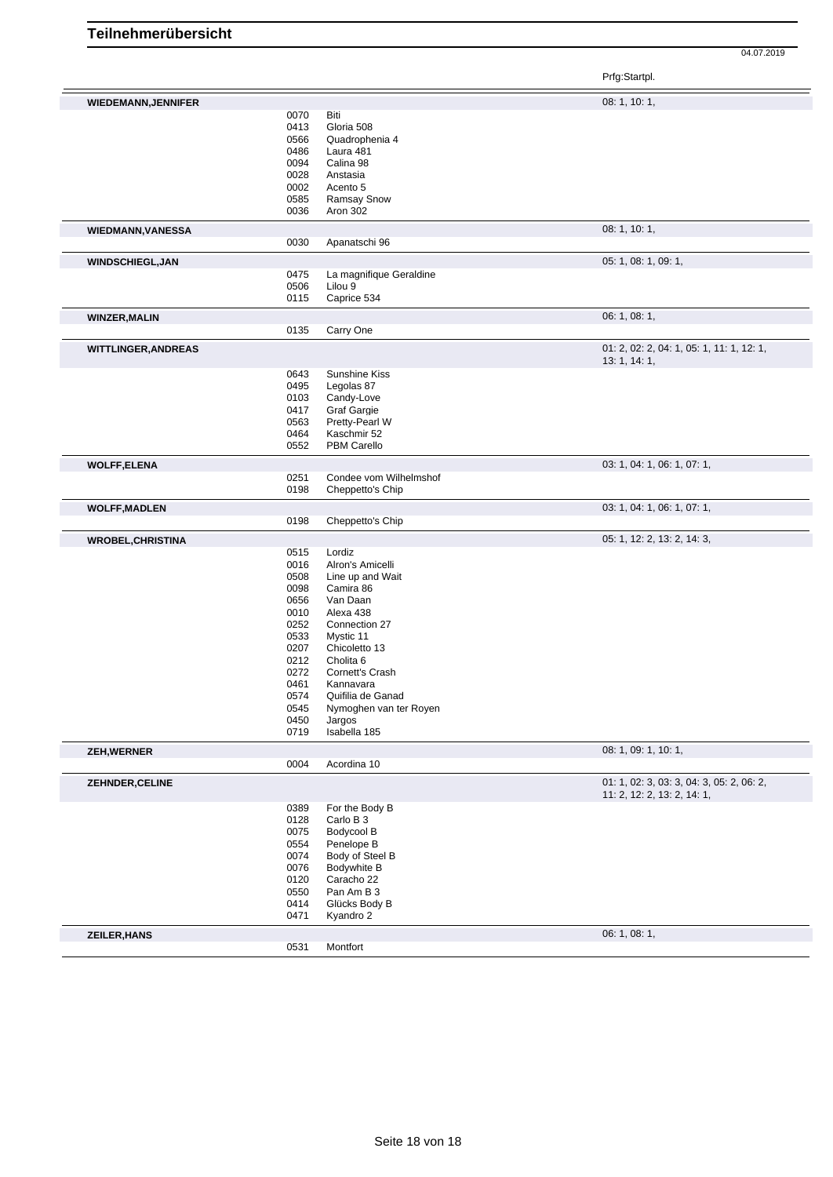# Teilnehmerübersicht

04.07.2019

| | | | Prfg:Startpl. |
|---|---|---|---|
| **WIEDEMANN,JENNIFER** | | | 08: 1, 10: 1, |
| | 0070 | Biti | |
| | 0413 | Gloria 508 | |
| | 0566 | Quadrophenia 4 | |
| | 0486 | Laura 481 | |
| | 0094 | Calina 98 | |
| | 0028 | Anstasia | |
| | 0002 | Acento 5 | |
| | 0585 | Ramsay Snow | |
| | 0036 | Aron 302 | |
| **WIEDMANN,VANESSA** | | | 08: 1, 10: 1, |
| | 0030 | Apanatschi 96 | |
| **WINDSCHIEGL,JAN** | | | 05: 1, 08: 1, 09: 1, |
| | 0475 | La magnifique Geraldine | |
| | 0506 | Lilou 9 | |
| | 0115 | Caprice 534 | |
| **WINZER,MALIN** | | | 06: 1, 08: 1, |
| | 0135 | Carry One | |
| **WITTLINGER,ANDREAS** | | | 01: 2, 02: 2, 04: 1, 05: 1, 11: 1, 12: 1, 13: 1, 14: 1, |
| | 0643 | Sunshine Kiss | |
| | 0495 | Legolas 87 | |
| | 0103 | Candy-Love | |
| | 0417 | Graf Gargie | |
| | 0563 | Pretty-Pearl W | |
| | 0464 | Kaschmir 52 | |
| | 0552 | PBM Carello | |
| **WOLFF,ELENA** | | | 03: 1, 04: 1, 06: 1, 07: 1, |
| | 0251 | Condee vom Wilhelmshof | |
| | 0198 | Cheppetto's Chip | |
| **WOLFF,MADLEN** | | | 03: 1, 04: 1, 06: 1, 07: 1, |
| | 0198 | Cheppetto's Chip | |
| **WROBEL,CHRISTINA** | | | 05: 1, 12: 2, 13: 2, 14: 3, |
| | 0515 | Lordiz | |
| | 0016 | Alron's Amicelli | |
| | 0508 | Line up and Wait | |
| | 0098 | Camira 86 | |
| | 0656 | Van Daan | |
| | 0010 | Alexa 438 | |
| | 0252 | Connection 27 | |
| | 0533 | Mystic 11 | |
| | 0207 | Chicoletto 13 | |
| | 0212 | Cholita 6 | |
| | 0272 | Cornett's Crash | |
| | 0461 | Kannavara | |
| | 0574 | Quifilia de Ganad | |
| | 0545 | Nymoghen van ter Royen | |
| | 0450 | Jargos | |
| | 0719 | Isabella 185 | |
| **ZEH,WERNER** | | | 08: 1, 09: 1, 10: 1, |
| | 0004 | Acordina 10 | |
| **ZEHNDER,CELINE** | | | 01: 1, 02: 3, 03: 3, 04: 3, 05: 2, 06: 2, 11: 2, 12: 2, 13: 2, 14: 1, |
| | 0389 | For the Body B | |
| | 0128 | Carlo B 3 | |
| | 0075 | Bodycool B | |
| | 0554 | Penelope B | |
| | 0074 | Body of Steel B | |
| | 0076 | Bodywhite B | |
| | 0120 | Caracho 22 | |
| | 0550 | Pan Am B 3 | |
| | 0414 | Glücks Body B | |
| | 0471 | Kyandro 2 | |
| **ZEILER,HANS** | | | 06: 1, 08: 1, |
| | 0531 | Montfort | |